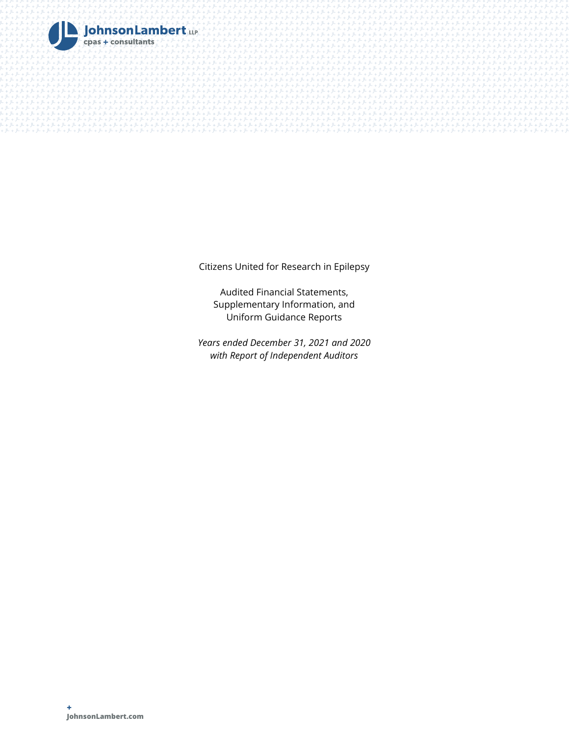JohnsonLambert LLP
cpas + consultants

Citizens United for Research in Epilepsy

Audited Financial Statements,
Supplementary Information, and
Uniform Guidance Reports

*Years ended December 31, 2021 and 2020*
*with Report of Independent Auditors*

+
JohnsonLambert.com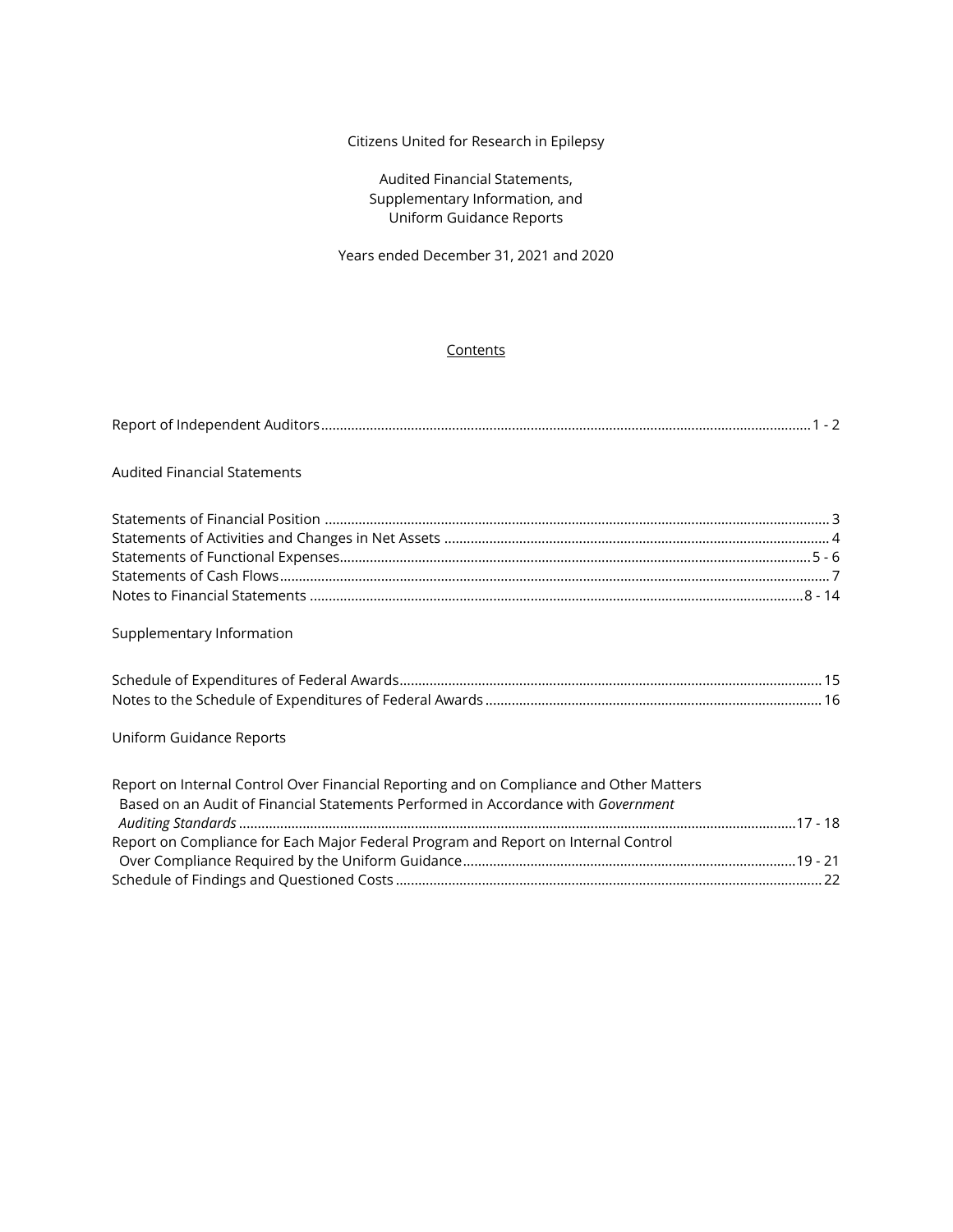Citizens United for Research in Epilepsy

Audited Financial Statements,
Supplementary Information, and
Uniform Guidance Reports

Years ended December 31, 2021 and 2020

Contents

| | |
|---|---|
| Report of Independent Auditors | 1 - 2 |
| **Audited Financial Statements** | |
| Statements of Financial Position | 3 |
| Statements of Activities and Changes in Net Assets | 4 |
| Statements of Functional Expenses | 5 - 6 |
| Statements of Cash Flows | 7 |
| Notes to Financial Statements | 8 - 14 |
| **Supplementary Information** | |
| Schedule of Expenditures of Federal Awards | 15 |
| Notes to the Schedule of Expenditures of Federal Awards | 16 |
| **Uniform Guidance Reports** | |
| Report on Internal Control Over Financial Reporting and on Compliance and Other Matters Based on an Audit of Financial Statements Performed in Accordance with *Government Auditing Standards* | 17 - 18 |
| Report on Compliance for Each Major Federal Program and Report on Internal Control Over Compliance Required by the Uniform Guidance | 19 - 21 |
| Schedule of Findings and Questioned Costs | 22 |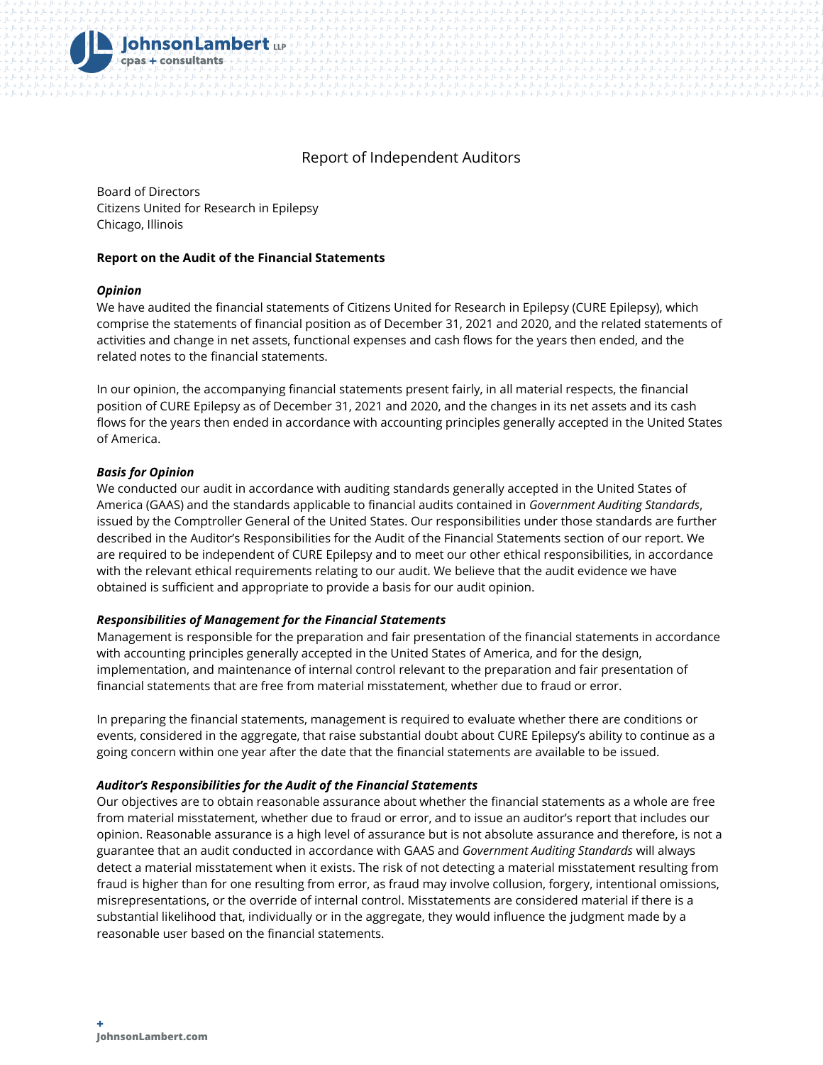# Report of Independent Auditors

Board of Directors
Citizens United for Research in Epilepsy
Chicago, Illinois

## Report on the Audit of the Financial Statements

### *Opinion*

We have audited the financial statements of Citizens United for Research in Epilepsy (CURE Epilepsy), which comprise the statements of financial position as of December 31, 2021 and 2020, and the related statements of activities and change in net assets, functional expenses and cash flows for the years then ended, and the related notes to the financial statements.

In our opinion, the accompanying financial statements present fairly, in all material respects, the financial position of CURE Epilepsy as of December 31, 2021 and 2020, and the changes in its net assets and its cash flows for the years then ended in accordance with accounting principles generally accepted in the United States of America.

### *Basis for Opinion*

We conducted our audit in accordance with auditing standards generally accepted in the United States of America (GAAS) and the standards applicable to financial audits contained in *Government Auditing Standards*, issued by the Comptroller General of the United States. Our responsibilities under those standards are further described in the Auditor's Responsibilities for the Audit of the Financial Statements section of our report. We are required to be independent of CURE Epilepsy and to meet our other ethical responsibilities, in accordance with the relevant ethical requirements relating to our audit. We believe that the audit evidence we have obtained is sufficient and appropriate to provide a basis for our audit opinion.

### *Responsibilities of Management for the Financial Statements*

Management is responsible for the preparation and fair presentation of the financial statements in accordance with accounting principles generally accepted in the United States of America, and for the design, implementation, and maintenance of internal control relevant to the preparation and fair presentation of financial statements that are free from material misstatement, whether due to fraud or error.

In preparing the financial statements, management is required to evaluate whether there are conditions or events, considered in the aggregate, that raise substantial doubt about CURE Epilepsy's ability to continue as a going concern within one year after the date that the financial statements are available to be issued.

### *Auditor's Responsibilities for the Audit of the Financial Statements*

Our objectives are to obtain reasonable assurance about whether the financial statements as a whole are free from material misstatement, whether due to fraud or error, and to issue an auditor's report that includes our opinion. Reasonable assurance is a high level of assurance but is not absolute assurance and therefore, is not a guarantee that an audit conducted in accordance with GAAS and *Government Auditing Standards* will always detect a material misstatement when it exists. The risk of not detecting a material misstatement resulting from fraud is higher than for one resulting from error, as fraud may involve collusion, forgery, intentional omissions, misrepresentations, or the override of internal control. Misstatements are considered material if there is a substantial likelihood that, individually or in the aggregate, they would influence the judgment made by a reasonable user based on the financial statements.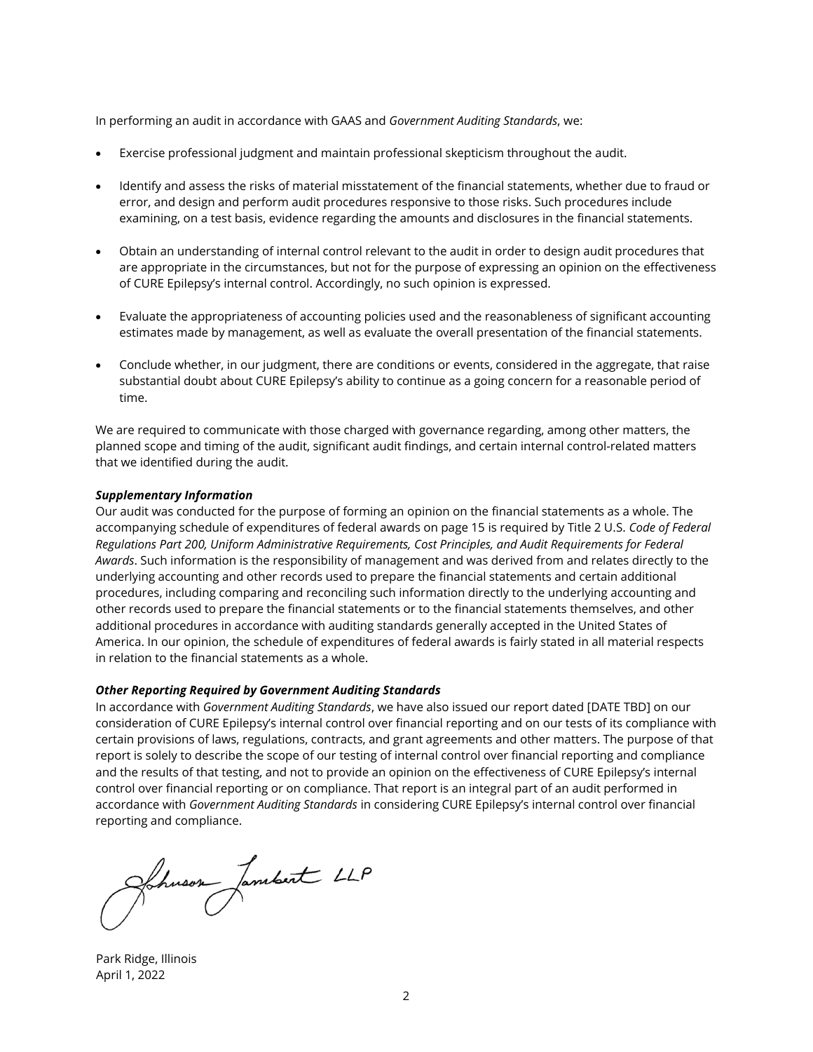In performing an audit in accordance with GAAS and *Government Auditing Standards*, we:

- Exercise professional judgment and maintain professional skepticism throughout the audit.
- Identify and assess the risks of material misstatement of the financial statements, whether due to fraud or error, and design and perform audit procedures responsive to those risks. Such procedures include examining, on a test basis, evidence regarding the amounts and disclosures in the financial statements.
- Obtain an understanding of internal control relevant to the audit in order to design audit procedures that are appropriate in the circumstances, but not for the purpose of expressing an opinion on the effectiveness of CURE Epilepsy's internal control. Accordingly, no such opinion is expressed.
- Evaluate the appropriateness of accounting policies used and the reasonableness of significant accounting estimates made by management, as well as evaluate the overall presentation of the financial statements.
- Conclude whether, in our judgment, there are conditions or events, considered in the aggregate, that raise substantial doubt about CURE Epilepsy's ability to continue as a going concern for a reasonable period of time.

We are required to communicate with those charged with governance regarding, among other matters, the planned scope and timing of the audit, significant audit findings, and certain internal control-related matters that we identified during the audit.

***Supplementary Information***

Our audit was conducted for the purpose of forming an opinion on the financial statements as a whole. The accompanying schedule of expenditures of federal awards on page 15 is required by Title 2 U.S. *Code of Federal Regulations Part 200, Uniform Administrative Requirements, Cost Principles, and Audit Requirements for Federal Awards*. Such information is the responsibility of management and was derived from and relates directly to the underlying accounting and other records used to prepare the financial statements and certain additional procedures, including comparing and reconciling such information directly to the underlying accounting and other records used to prepare the financial statements or to the financial statements themselves, and other additional procedures in accordance with auditing standards generally accepted in the United States of America. In our opinion, the schedule of expenditures of federal awards is fairly stated in all material respects in relation to the financial statements as a whole.

***Other Reporting Required by Government Auditing Standards***

In accordance with *Government Auditing Standards*, we have also issued our report dated [DATE TBD] on our consideration of CURE Epilepsy's internal control over financial reporting and on our tests of its compliance with certain provisions of laws, regulations, contracts, and grant agreements and other matters. The purpose of that report is solely to describe the scope of our testing of internal control over financial reporting and compliance and the results of that testing, and not to provide an opinion on the effectiveness of CURE Epilepsy's internal control over financial reporting or on compliance. That report is an integral part of an audit performed in accordance with *Government Auditing Standards* in considering CURE Epilepsy's internal control over financial reporting and compliance.

Johnson Lambert LLP

Park Ridge, Illinois
April 1, 2022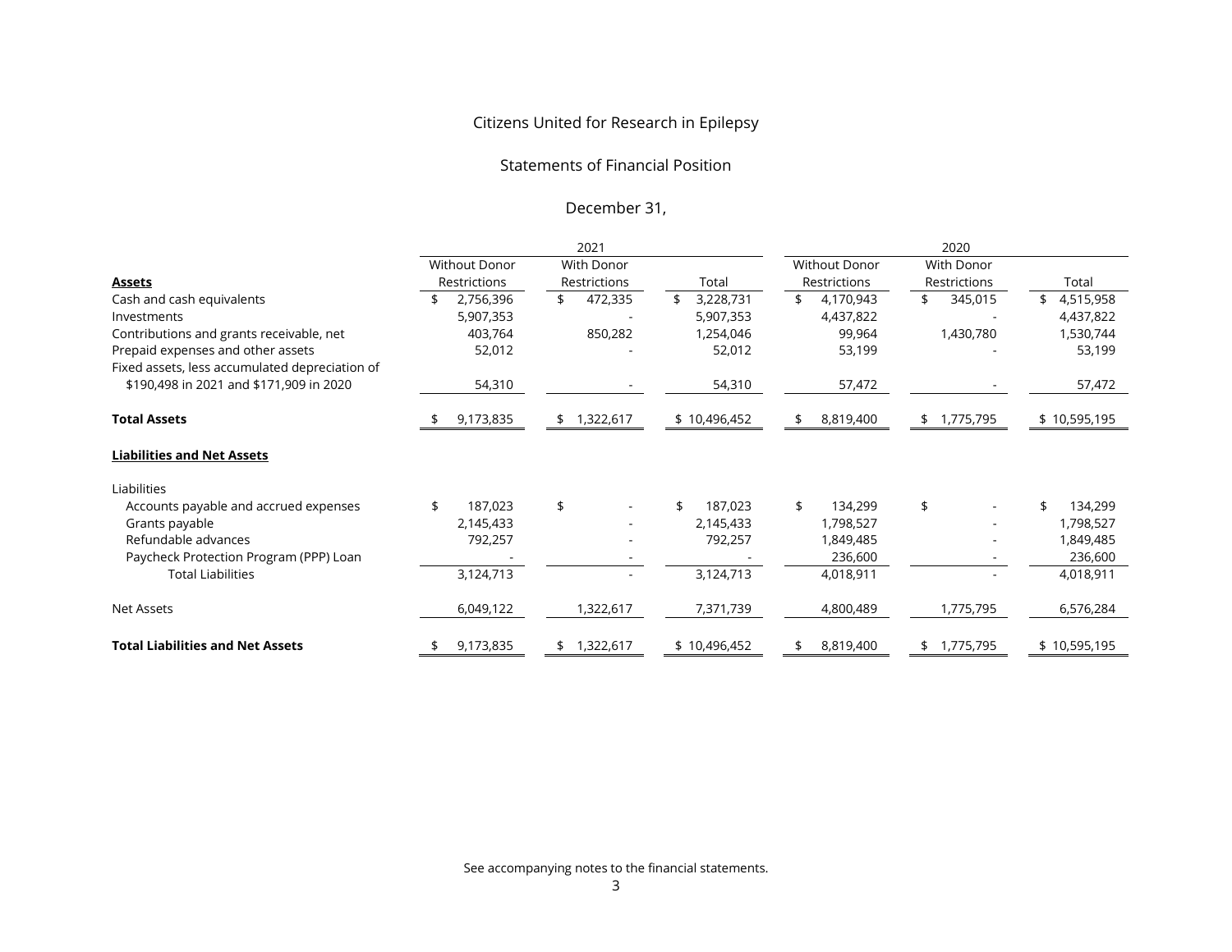# Citizens United for Research in Epilepsy

## Statements of Financial Position

### December 31,

| | 2021 | | | 2020 | | |
|---|---|---|---|---|---|---|
| | Without Donor Restrictions | With Donor Restrictions | Total | Without Donor Restrictions | With Donor Restrictions | Total |
| **Assets** | | | | | | |
| Cash and cash equivalents | $ 2,756,396 | $ 472,335 | $ 3,228,731 | $ 4,170,943 | $ 345,015 | $ 4,515,958 |
| Investments | 5,907,353 | - | 5,907,353 | 4,437,822 | - | 4,437,822 |
| Contributions and grants receivable, net | 403,764 | 850,282 | 1,254,046 | 99,964 | 1,430,780 | 1,530,744 |
| Prepaid expenses and other assets | 52,012 | - | 52,012 | 53,199 | - | 53,199 |
| Fixed assets, less accumulated depreciation of $190,498 in 2021 and $171,909 in 2020 | 54,310 | - | 54,310 | 57,472 | - | 57,472 |
| **Total Assets** | $ 9,173,835 | $ 1,322,617 | $ 10,496,452 | $ 8,819,400 | $ 1,775,795 | $ 10,595,195 |
| **Liabilities and Net Assets** | | | | | | |
| Liabilities | | | | | | |
| Accounts payable and accrued expenses | $ 187,023 | $ - | $ 187,023 | $ 134,299 | $ - | $ 134,299 |
| Grants payable | 2,145,433 | - | 2,145,433 | 1,798,527 | - | 1,798,527 |
| Refundable advances | 792,257 | - | 792,257 | 1,849,485 | - | 1,849,485 |
| Paycheck Protection Program (PPP) Loan | - | - | - | 236,600 | - | 236,600 |
| Total Liabilities | 3,124,713 | - | 3,124,713 | 4,018,911 | - | 4,018,911 |
| Net Assets | 6,049,122 | 1,322,617 | 7,371,739 | 4,800,489 | 1,775,795 | 6,576,284 |
| **Total Liabilities and Net Assets** | $ 9,173,835 | $ 1,322,617 | $ 10,496,452 | $ 8,819,400 | $ 1,775,795 | $ 10,595,195 |

See accompanying notes to the financial statements.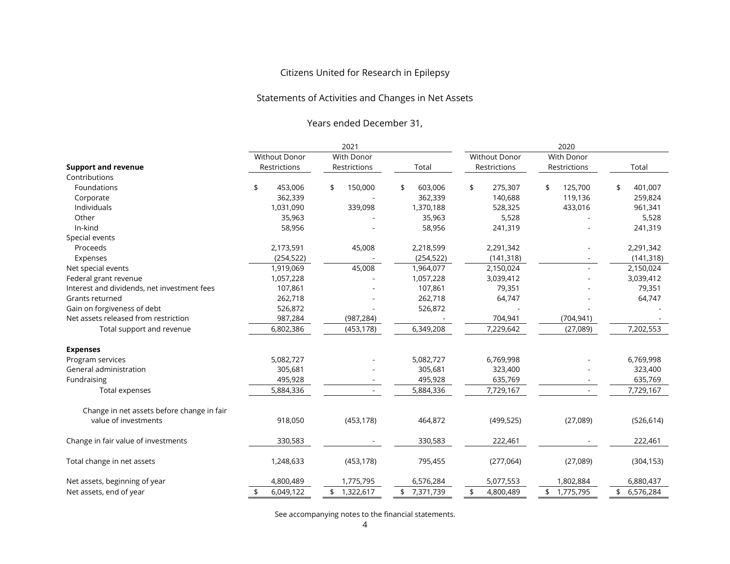# Citizens United for Research in Epilepsy

## Statements of Activities and Changes in Net Assets

### Years ended December 31,

| | 2021 | | | 2020 | | |
|---|---|---|---|---|---|---|
| **Support and revenue** | Without Donor Restrictions | With Donor Restrictions | Total | Without Donor Restrictions | With Donor Restrictions | Total |
| Contributions | | | | | | |
| Foundations | $ 453,006 | $ 150,000 | $ 603,006 | $ 275,307 | $ 125,700 | $ 401,007 |
| Corporate | 362,339 | - | 362,339 | 140,688 | 119,136 | 259,824 |
| Individuals | 1,031,090 | 339,098 | 1,370,188 | 528,325 | 433,016 | 961,341 |
| Other | 35,963 | - | 35,963 | 5,528 | - | 5,528 |
| In-kind | 58,956 | - | 58,956 | 241,319 | - | 241,319 |
| Special events | | | | | | |
| Proceeds | 2,173,591 | 45,008 | 2,218,599 | 2,291,342 | - | 2,291,342 |
| Expenses | (254,522) | - | (254,522) | (141,318) | - | (141,318) |
| Net special events | 1,919,069 | 45,008 | 1,964,077 | 2,150,024 | - | 2,150,024 |
| Federal grant revenue | 1,057,228 | - | 1,057,228 | 3,039,412 | - | 3,039,412 |
| Interest and dividends, net investment fees | 107,861 | - | 107,861 | 79,351 | - | 79,351 |
| Grants returned | 262,718 | - | 262,718 | 64,747 | - | 64,747 |
| Gain on forgiveness of debt | 526,872 | - | 526,872 | - | - | - |
| Net assets released from restriction | 987,284 | (987,284) | - | 704,941 | (704,941) | - |
| Total support and revenue | 6,802,386 | (453,178) | 6,349,208 | 7,229,642 | (27,089) | 7,202,553 |
| **Expenses** | | | | | | |
| Program services | 5,082,727 | - | 5,082,727 | 6,769,998 | - | 6,769,998 |
| General administration | 305,681 | - | 305,681 | 323,400 | - | 323,400 |
| Fundraising | 495,928 | - | 495,928 | 635,769 | - | 635,769 |
| Total expenses | 5,884,336 | - | 5,884,336 | 7,729,167 | - | 7,729,167 |
| Change in net assets before change in fair value of investments | 918,050 | (453,178) | 464,872 | (499,525) | (27,089) | (526,614) |
| Change in fair value of investments | 330,583 | - | 330,583 | 222,461 | - | 222,461 |
| Total change in net assets | 1,248,633 | (453,178) | 795,455 | (277,064) | (27,089) | (304,153) |
| Net assets, beginning of year | 4,800,489 | 1,775,795 | 6,576,284 | 5,077,553 | 1,802,884 | 6,880,437 |
| Net assets, end of year | $ 6,049,122 | $ 1,322,617 | $ 7,371,739 | $ 4,800,489 | $ 1,775,795 | $ 6,576,284 |

See accompanying notes to the financial statements.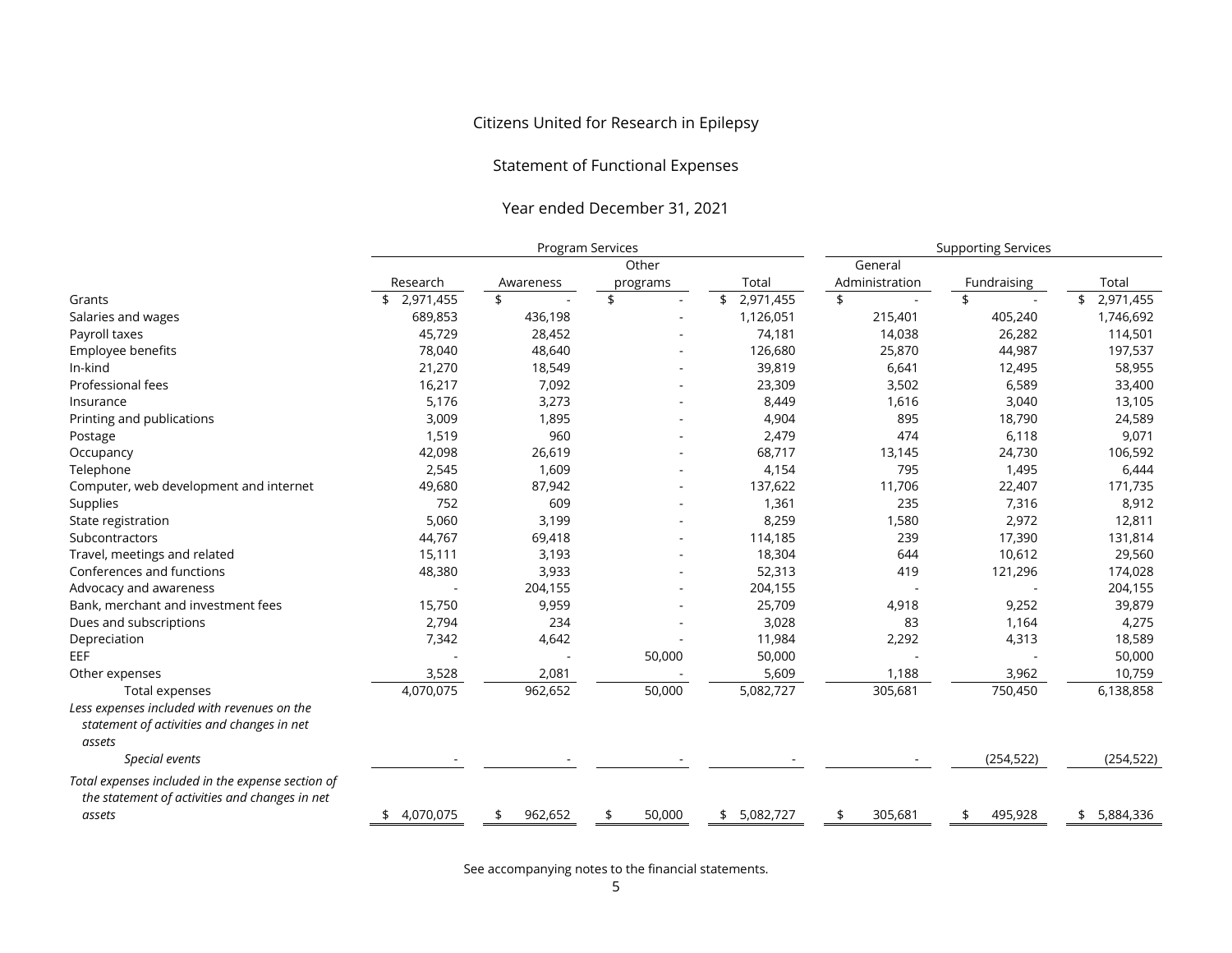Citizens United for Research in Epilepsy

Statement of Functional Expenses

Year ended December 31, 2021

| | Program Services | | | | Supporting Services | | |
|---|---|---|---|---|---|---|---|
| | Research | Awareness | Other programs | Total | General Administration | Fundraising | Total |
| Grants | $ 2,971,455 | $ - | $ - | $ 2,971,455 | $ - | $ - | $ 2,971,455 |
| Salaries and wages | 689,853 | 436,198 | - | 1,126,051 | 215,401 | 405,240 | 1,746,692 |
| Payroll taxes | 45,729 | 28,452 | - | 74,181 | 14,038 | 26,282 | 114,501 |
| Employee benefits | 78,040 | 48,640 | - | 126,680 | 25,870 | 44,987 | 197,537 |
| In-kind | 21,270 | 18,549 | - | 39,819 | 6,641 | 12,495 | 58,955 |
| Professional fees | 16,217 | 7,092 | - | 23,309 | 3,502 | 6,589 | 33,400 |
| Insurance | 5,176 | 3,273 | - | 8,449 | 1,616 | 3,040 | 13,105 |
| Printing and publications | 3,009 | 1,895 | - | 4,904 | 895 | 18,790 | 24,589 |
| Postage | 1,519 | 960 | - | 2,479 | 474 | 6,118 | 9,071 |
| Occupancy | 42,098 | 26,619 | - | 68,717 | 13,145 | 24,730 | 106,592 |
| Telephone | 2,545 | 1,609 | - | 4,154 | 795 | 1,495 | 6,444 |
| Computer, web development and internet | 49,680 | 87,942 | - | 137,622 | 11,706 | 22,407 | 171,735 |
| Supplies | 752 | 609 | - | 1,361 | 235 | 7,316 | 8,912 |
| State registration | 5,060 | 3,199 | - | 8,259 | 1,580 | 2,972 | 12,811 |
| Subcontractors | 44,767 | 69,418 | - | 114,185 | 239 | 17,390 | 131,814 |
| Travel, meetings and related | 15,111 | 3,193 | - | 18,304 | 644 | 10,612 | 29,560 |
| Conferences and functions | 48,380 | 3,933 | - | 52,313 | 419 | 121,296 | 174,028 |
| Advocacy and awareness | - | 204,155 | - | 204,155 | - | - | 204,155 |
| Bank, merchant and investment fees | 15,750 | 9,959 | - | 25,709 | 4,918 | 9,252 | 39,879 |
| Dues and subscriptions | 2,794 | 234 | - | 3,028 | 83 | 1,164 | 4,275 |
| Depreciation | 7,342 | 4,642 | - | 11,984 | 2,292 | 4,313 | 18,589 |
| EEF | - | - | 50,000 | 50,000 | - | - | 50,000 |
| Other expenses | 3,528 | 2,081 | - | 5,609 | 1,188 | 3,962 | 10,759 |
| Total expenses | 4,070,075 | 962,652 | 50,000 | 5,082,727 | 305,681 | 750,450 | 6,138,858 |
| *Less expenses included with revenues on the statement of activities and changes in net assets* | | | | | | | |
| *Special events* | - | - | - | - | - | (254,522) | (254,522) |
| *Total expenses included in the expense section of the statement of activities and changes in net assets* | $ 4,070,075 | $ 962,652 | $ 50,000 | $ 5,082,727 | $ 305,681 | $ 495,928 | $ 5,884,336 |

See accompanying notes to the financial statements.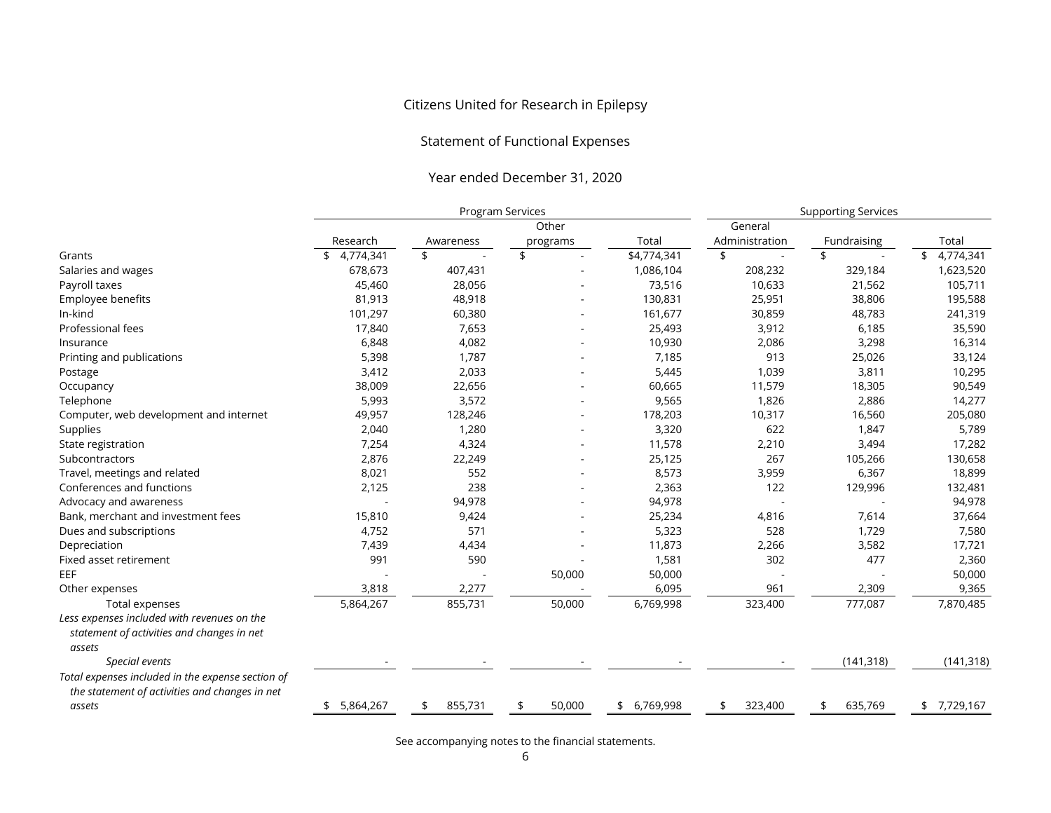Citizens United for Research in Epilepsy

Statement of Functional Expenses

Year ended December 31, 2020

| | Program Services | | | | Supporting Services | | |
|---|---|---|---|---|---|---|---|
| | Research | Awareness | Other programs | Total | General Administration | Fundraising | Total |
| Grants | $ 4,774,341 | $ - | $ - | $4,774,341 | $ - | $ - | $ 4,774,341 |
| Salaries and wages | 678,673 | 407,431 | - | 1,086,104 | 208,232 | 329,184 | 1,623,520 |
| Payroll taxes | 45,460 | 28,056 | - | 73,516 | 10,633 | 21,562 | 105,711 |
| Employee benefits | 81,913 | 48,918 | - | 130,831 | 25,951 | 38,806 | 195,588 |
| In-kind | 101,297 | 60,380 | - | 161,677 | 30,859 | 48,783 | 241,319 |
| Professional fees | 17,840 | 7,653 | - | 25,493 | 3,912 | 6,185 | 35,590 |
| Insurance | 6,848 | 4,082 | - | 10,930 | 2,086 | 3,298 | 16,314 |
| Printing and publications | 5,398 | 1,787 | - | 7,185 | 913 | 25,026 | 33,124 |
| Postage | 3,412 | 2,033 | - | 5,445 | 1,039 | 3,811 | 10,295 |
| Occupancy | 38,009 | 22,656 | - | 60,665 | 11,579 | 18,305 | 90,549 |
| Telephone | 5,993 | 3,572 | - | 9,565 | 1,826 | 2,886 | 14,277 |
| Computer, web development and internet | 49,957 | 128,246 | - | 178,203 | 10,317 | 16,560 | 205,080 |
| Supplies | 2,040 | 1,280 | - | 3,320 | 622 | 1,847 | 5,789 |
| State registration | 7,254 | 4,324 | - | 11,578 | 2,210 | 3,494 | 17,282 |
| Subcontractors | 2,876 | 22,249 | - | 25,125 | 267 | 105,266 | 130,658 |
| Travel, meetings and related | 8,021 | 552 | - | 8,573 | 3,959 | 6,367 | 18,899 |
| Conferences and functions | 2,125 | 238 | - | 2,363 | 122 | 129,996 | 132,481 |
| Advocacy and awareness | - | 94,978 | - | 94,978 | - | - | 94,978 |
| Bank, merchant and investment fees | 15,810 | 9,424 | - | 25,234 | 4,816 | 7,614 | 37,664 |
| Dues and subscriptions | 4,752 | 571 | - | 5,323 | 528 | 1,729 | 7,580 |
| Depreciation | 7,439 | 4,434 | - | 11,873 | 2,266 | 3,582 | 17,721 |
| Fixed asset retirement | 991 | 590 | - | 1,581 | 302 | 477 | 2,360 |
| EEF | - | - | 50,000 | 50,000 | - | - | 50,000 |
| Other expenses | 3,818 | 2,277 | - | 6,095 | 961 | 2,309 | 9,365 |
| Total expenses | 5,864,267 | 855,731 | 50,000 | 6,769,998 | 323,400 | 777,087 | 7,870,485 |
| *Less expenses included with revenues on the statement of activities and changes in net assets* | | | | | | | |
| *Special events* | - | - | - | - | - | (141,318) | (141,318) |
| *Total expenses included in the expense section of the statement of activities and changes in net assets* | $ 5,864,267 | $ 855,731 | $ 50,000 | $ 6,769,998 | $ 323,400 | $ 635,769 | $ 7,729,167 |

See accompanying notes to the financial statements.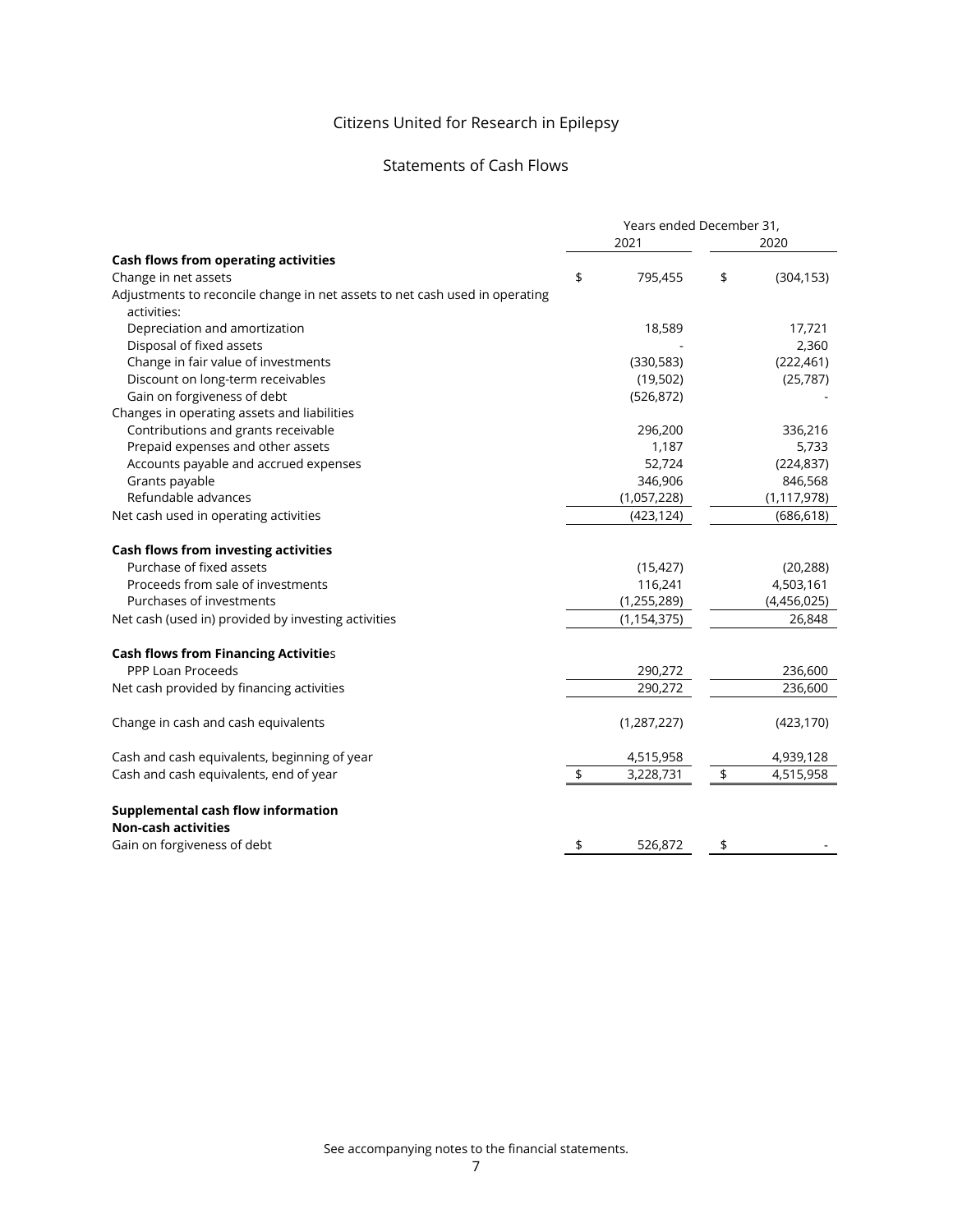# Citizens United for Research in Epilepsy

## Statements of Cash Flows

| | Years ended December 31, 2021 | 2020 |
|---|---|---|
| **Cash flows from operating activities** | | |
| Change in net assets | $ 795,455 | $ (304,153) |
| Adjustments to reconcile change in net assets to net cash used in operating activities: | | |
| Depreciation and amortization | 18,589 | 17,721 |
| Disposal of fixed assets | - | 2,360 |
| Change in fair value of investments | (330,583) | (222,461) |
| Discount on long-term receivables | (19,502) | (25,787) |
| Gain on forgiveness of debt | (526,872) | - |
| Changes in operating assets and liabilities | | |
| Contributions and grants receivable | 296,200 | 336,216 |
| Prepaid expenses and other assets | 1,187 | 5,733 |
| Accounts payable and accrued expenses | 52,724 | (224,837) |
| Grants payable | 346,906 | 846,568 |
| Refundable advances | (1,057,228) | (1,117,978) |
| Net cash used in operating activities | (423,124) | (686,618) |
| **Cash flows from investing activities** | | |
| Purchase of fixed assets | (15,427) | (20,288) |
| Proceeds from sale of investments | 116,241 | 4,503,161 |
| Purchases of investments | (1,255,289) | (4,456,025) |
| Net cash (used in) provided by investing activities | (1,154,375) | 26,848 |
| **Cash flows from Financing Activities** | | |
| PPP Loan Proceeds | 290,272 | 236,600 |
| Net cash provided by financing activities | 290,272 | 236,600 |
| Change in cash and cash equivalents | (1,287,227) | (423,170) |
| Cash and cash equivalents, beginning of year | 4,515,958 | 4,939,128 |
| Cash and cash equivalents, end of year | $ 3,228,731 | $ 4,515,958 |
| **Supplemental cash flow information** | | |
| **Non-cash activities** | | |
| Gain on forgiveness of debt | $ 526,872 | $ - |

See accompanying notes to the financial statements.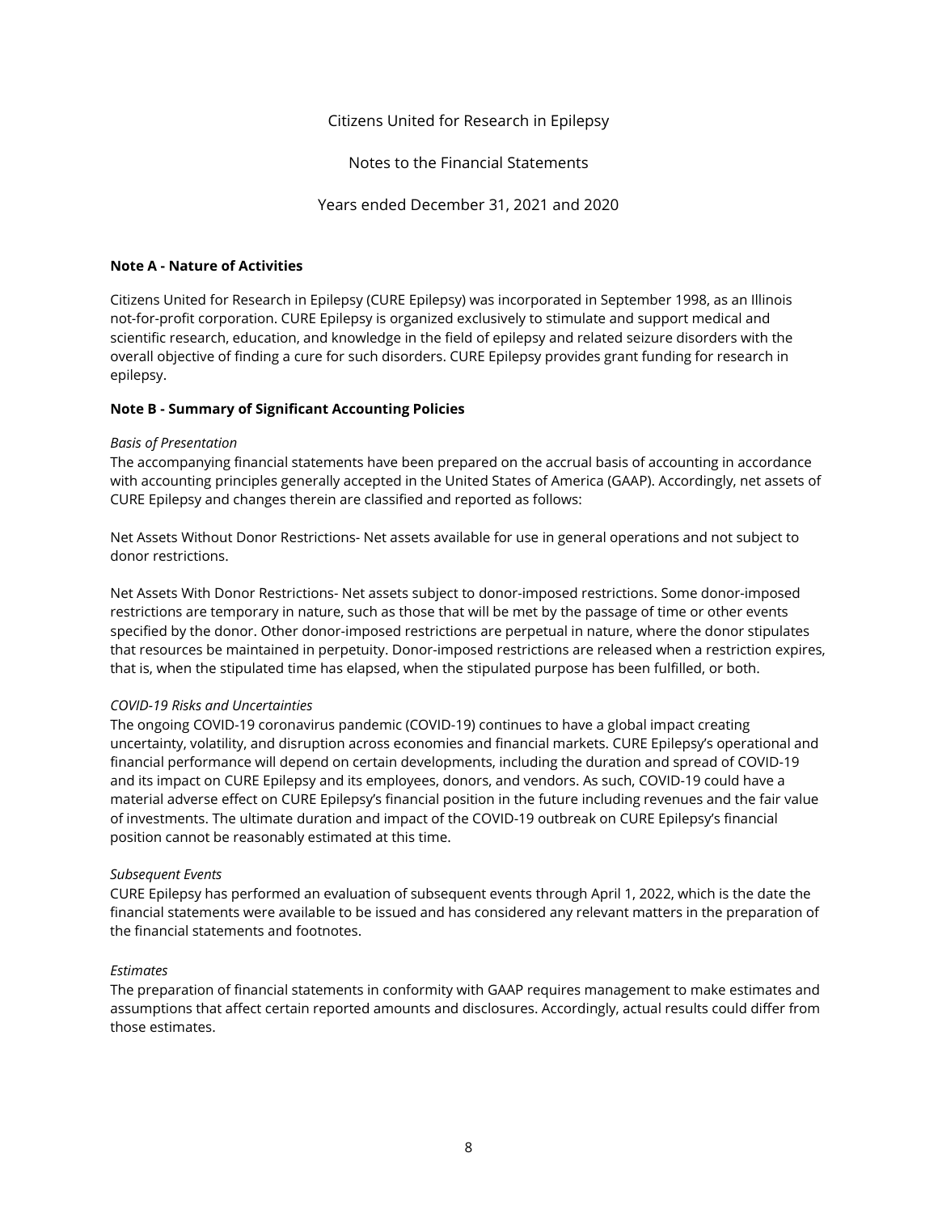Citizens United for Research in Epilepsy

Notes to the Financial Statements

Years ended December 31, 2021 and 2020

**Note A - Nature of Activities**

Citizens United for Research in Epilepsy (CURE Epilepsy) was incorporated in September 1998, as an Illinois not-for-profit corporation. CURE Epilepsy is organized exclusively to stimulate and support medical and scientific research, education, and knowledge in the field of epilepsy and related seizure disorders with the overall objective of finding a cure for such disorders. CURE Epilepsy provides grant funding for research in epilepsy.

**Note B - Summary of Significant Accounting Policies**

*Basis of Presentation*

The accompanying financial statements have been prepared on the accrual basis of accounting in accordance with accounting principles generally accepted in the United States of America (GAAP). Accordingly, net assets of CURE Epilepsy and changes therein are classified and reported as follows:

Net Assets Without Donor Restrictions- Net assets available for use in general operations and not subject to donor restrictions.

Net Assets With Donor Restrictions- Net assets subject to donor-imposed restrictions. Some donor-imposed restrictions are temporary in nature, such as those that will be met by the passage of time or other events specified by the donor. Other donor-imposed restrictions are perpetual in nature, where the donor stipulates that resources be maintained in perpetuity. Donor-imposed restrictions are released when a restriction expires, that is, when the stipulated time has elapsed, when the stipulated purpose has been fulfilled, or both.

*COVID-19 Risks and Uncertainties*

The ongoing COVID-19 coronavirus pandemic (COVID-19) continues to have a global impact creating uncertainty, volatility, and disruption across economies and financial markets. CURE Epilepsy's operational and financial performance will depend on certain developments, including the duration and spread of COVID-19 and its impact on CURE Epilepsy and its employees, donors, and vendors. As such, COVID-19 could have a material adverse effect on CURE Epilepsy's financial position in the future including revenues and the fair value of investments. The ultimate duration and impact of the COVID-19 outbreak on CURE Epilepsy's financial position cannot be reasonably estimated at this time.

*Subsequent Events*

CURE Epilepsy has performed an evaluation of subsequent events through April 1, 2022, which is the date the financial statements were available to be issued and has considered any relevant matters in the preparation of the financial statements and footnotes.

*Estimates*

The preparation of financial statements in conformity with GAAP requires management to make estimates and assumptions that affect certain reported amounts and disclosures. Accordingly, actual results could differ from those estimates.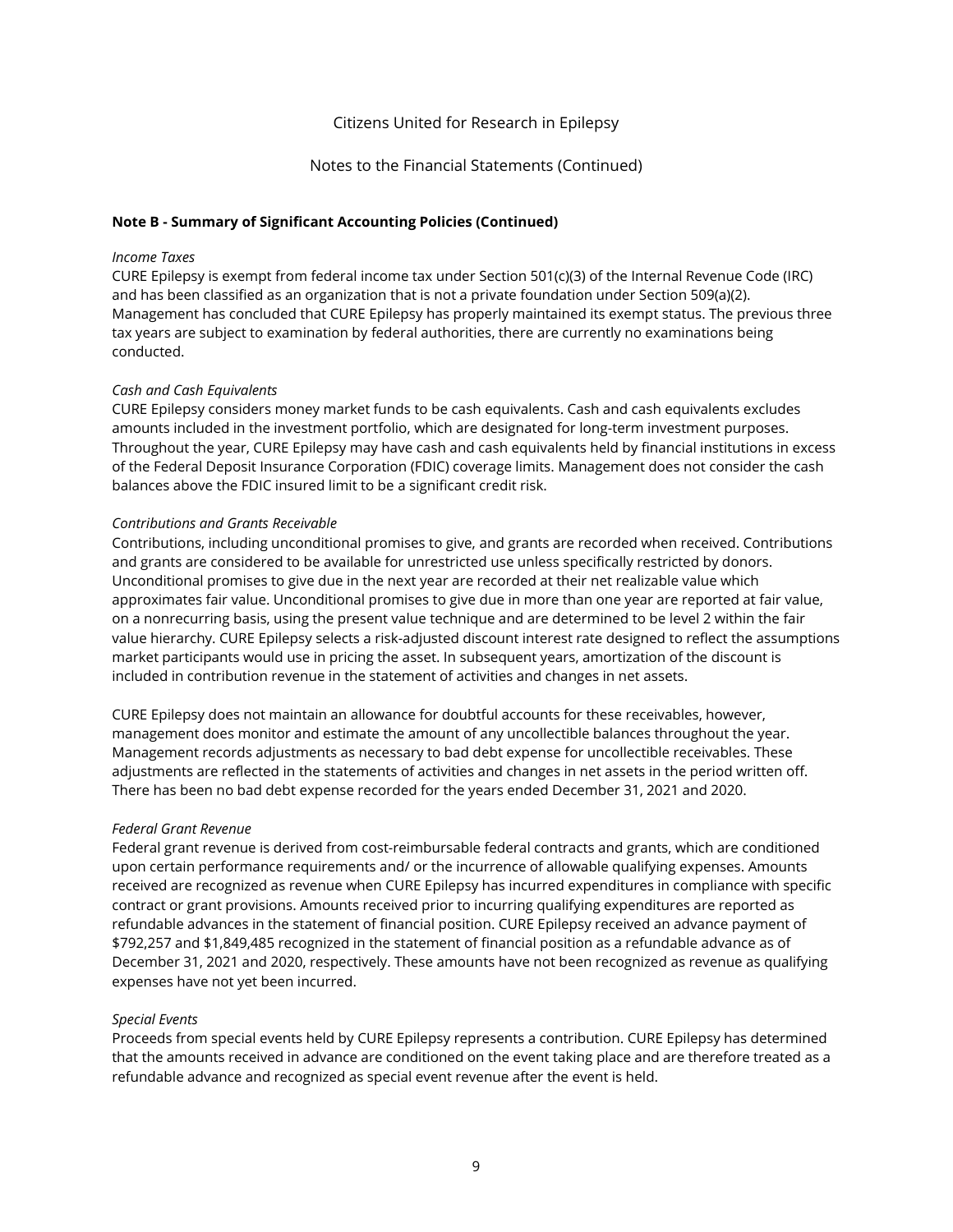Citizens United for Research in Epilepsy

Notes to the Financial Statements (Continued)

**Note B - Summary of Significant Accounting Policies (Continued)**

*Income Taxes*
CURE Epilepsy is exempt from federal income tax under Section 501(c)(3) of the Internal Revenue Code (IRC) and has been classified as an organization that is not a private foundation under Section 509(a)(2). Management has concluded that CURE Epilepsy has properly maintained its exempt status. The previous three tax years are subject to examination by federal authorities, there are currently no examinations being conducted.

*Cash and Cash Equivalents*
CURE Epilepsy considers money market funds to be cash equivalents. Cash and cash equivalents excludes amounts included in the investment portfolio, which are designated for long-term investment purposes. Throughout the year, CURE Epilepsy may have cash and cash equivalents held by financial institutions in excess of the Federal Deposit Insurance Corporation (FDIC) coverage limits. Management does not consider the cash balances above the FDIC insured limit to be a significant credit risk.

*Contributions and Grants Receivable*
Contributions, including unconditional promises to give, and grants are recorded when received. Contributions and grants are considered to be available for unrestricted use unless specifically restricted by donors. Unconditional promises to give due in the next year are recorded at their net realizable value which approximates fair value. Unconditional promises to give due in more than one year are reported at fair value, on a nonrecurring basis, using the present value technique and are determined to be level 2 within the fair value hierarchy. CURE Epilepsy selects a risk-adjusted discount interest rate designed to reflect the assumptions market participants would use in pricing the asset. In subsequent years, amortization of the discount is included in contribution revenue in the statement of activities and changes in net assets.

CURE Epilepsy does not maintain an allowance for doubtful accounts for these receivables, however, management does monitor and estimate the amount of any uncollectible balances throughout the year. Management records adjustments as necessary to bad debt expense for uncollectible receivables. These adjustments are reflected in the statements of activities and changes in net assets in the period written off. There has been no bad debt expense recorded for the years ended December 31, 2021 and 2020.

*Federal Grant Revenue*
Federal grant revenue is derived from cost-reimbursable federal contracts and grants, which are conditioned upon certain performance requirements and/ or the incurrence of allowable qualifying expenses. Amounts received are recognized as revenue when CURE Epilepsy has incurred expenditures in compliance with specific contract or grant provisions. Amounts received prior to incurring qualifying expenditures are reported as refundable advances in the statement of financial position. CURE Epilepsy received an advance payment of $792,257 and $1,849,485 recognized in the statement of financial position as a refundable advance as of December 31, 2021 and 2020, respectively. These amounts have not been recognized as revenue as qualifying expenses have not yet been incurred.

*Special Events*
Proceeds from special events held by CURE Epilepsy represents a contribution. CURE Epilepsy has determined that the amounts received in advance are conditioned on the event taking place and are therefore treated as a refundable advance and recognized as special event revenue after the event is held.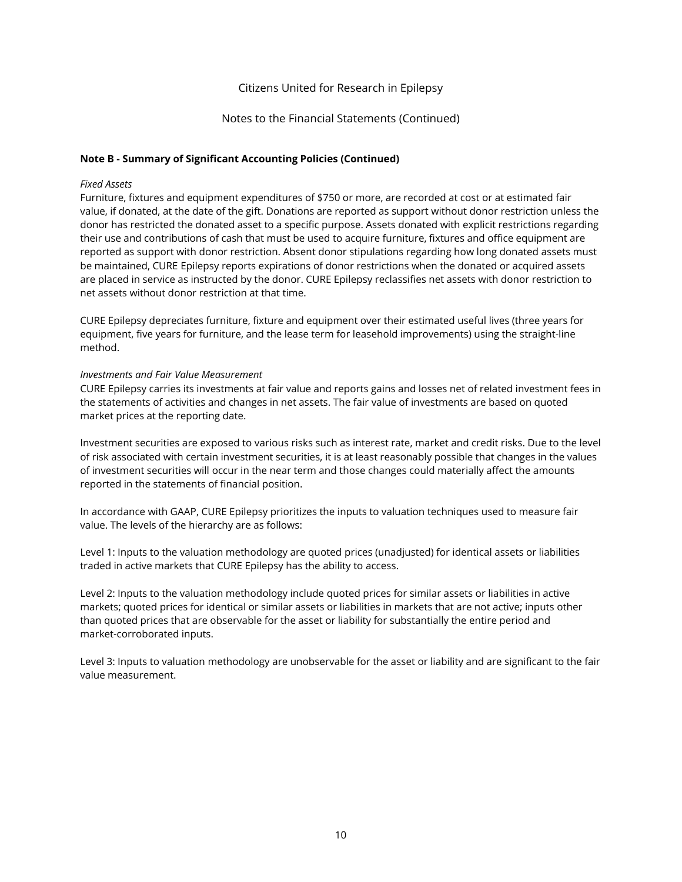Citizens United for Research in Epilepsy

Notes to the Financial Statements (Continued)

**Note B - Summary of Significant Accounting Policies (Continued)**

*Fixed Assets*
Furniture, fixtures and equipment expenditures of $750 or more, are recorded at cost or at estimated fair value, if donated, at the date of the gift. Donations are reported as support without donor restriction unless the donor has restricted the donated asset to a specific purpose. Assets donated with explicit restrictions regarding their use and contributions of cash that must be used to acquire furniture, fixtures and office equipment are reported as support with donor restriction. Absent donor stipulations regarding how long donated assets must be maintained, CURE Epilepsy reports expirations of donor restrictions when the donated or acquired assets are placed in service as instructed by the donor. CURE Epilepsy reclassifies net assets with donor restriction to net assets without donor restriction at that time.

CURE Epilepsy depreciates furniture, fixture and equipment over their estimated useful lives (three years for equipment, five years for furniture, and the lease term for leasehold improvements) using the straight-line method.

*Investments and Fair Value Measurement*
CURE Epilepsy carries its investments at fair value and reports gains and losses net of related investment fees in the statements of activities and changes in net assets. The fair value of investments are based on quoted market prices at the reporting date.

Investment securities are exposed to various risks such as interest rate, market and credit risks. Due to the level of risk associated with certain investment securities, it is at least reasonably possible that changes in the values of investment securities will occur in the near term and those changes could materially affect the amounts reported in the statements of financial position.

In accordance with GAAP, CURE Epilepsy prioritizes the inputs to valuation techniques used to measure fair value. The levels of the hierarchy are as follows:

Level 1: Inputs to the valuation methodology are quoted prices (unadjusted) for identical assets or liabilities traded in active markets that CURE Epilepsy has the ability to access.

Level 2: Inputs to the valuation methodology include quoted prices for similar assets or liabilities in active markets; quoted prices for identical or similar assets or liabilities in markets that are not active; inputs other than quoted prices that are observable for the asset or liability for substantially the entire period and market-corroborated inputs.

Level 3: Inputs to valuation methodology are unobservable for the asset or liability and are significant to the fair value measurement.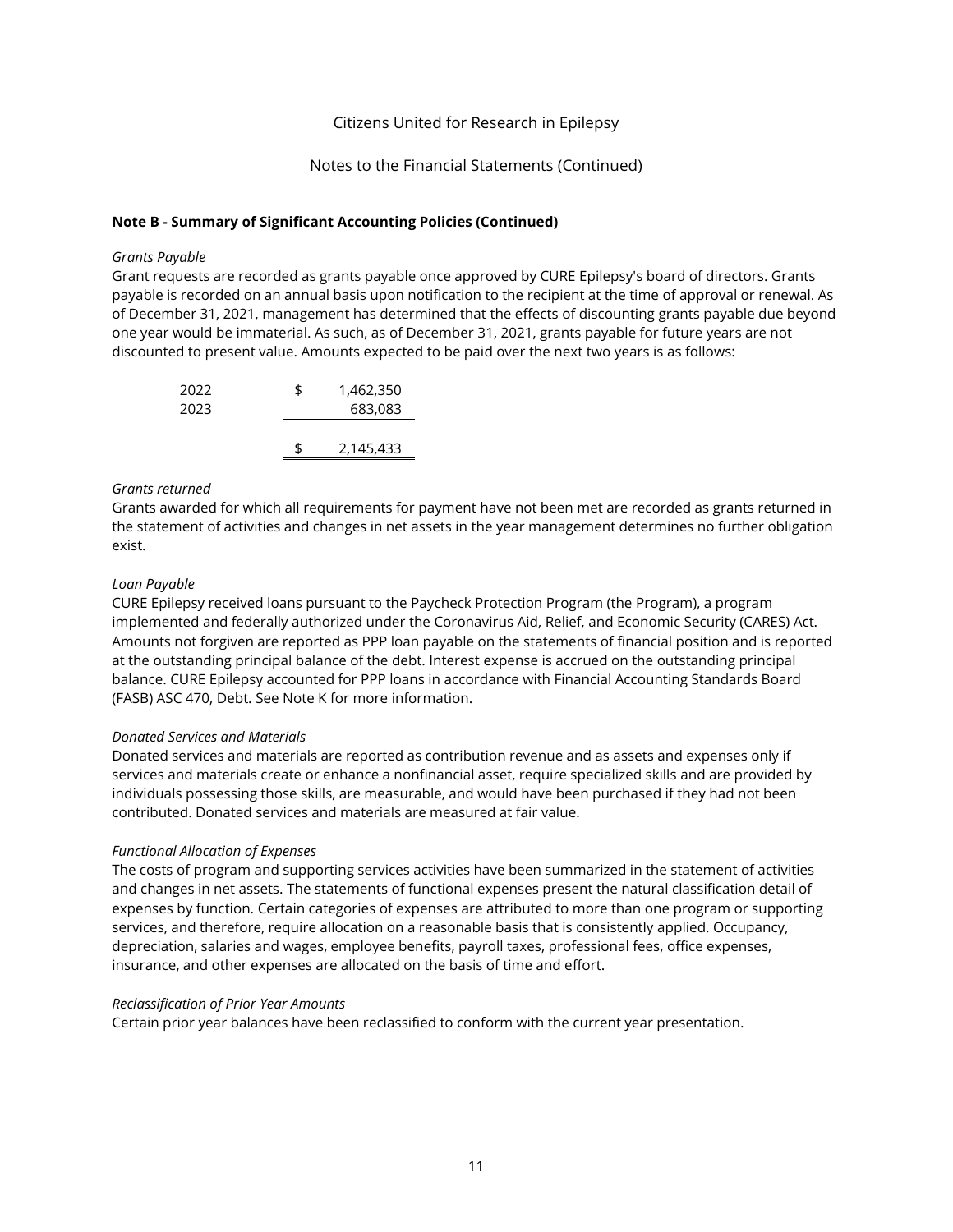Citizens United for Research in Epilepsy

Notes to the Financial Statements (Continued)

**Note B - Summary of Significant Accounting Policies (Continued)**

*Grants Payable*

Grant requests are recorded as grants payable once approved by CURE Epilepsy's board of directors. Grants payable is recorded on an annual basis upon notification to the recipient at the time of approval or renewal. As of December 31, 2021, management has determined that the effects of discounting grants payable due beyond one year would be immaterial. As such, as of December 31, 2021, grants payable for future years are not discounted to present value. Amounts expected to be paid over the next two years is as follows:

| | | |
|---|---|---|
| 2022 | $ | 1,462,350 |
| 2023 | | 683,083 |
| | $ | 2,145,433 |

*Grants returned*

Grants awarded for which all requirements for payment have not been met are recorded as grants returned in the statement of activities and changes in net assets in the year management determines no further obligation exist.

*Loan Payable*

CURE Epilepsy received loans pursuant to the Paycheck Protection Program (the Program), a program implemented and federally authorized under the Coronavirus Aid, Relief, and Economic Security (CARES) Act. Amounts not forgiven are reported as PPP loan payable on the statements of financial position and is reported at the outstanding principal balance of the debt. Interest expense is accrued on the outstanding principal balance. CURE Epilepsy accounted for PPP loans in accordance with Financial Accounting Standards Board (FASB) ASC 470, Debt. See Note K for more information.

*Donated Services and Materials*

Donated services and materials are reported as contribution revenue and as assets and expenses only if services and materials create or enhance a nonfinancial asset, require specialized skills and are provided by individuals possessing those skills, are measurable, and would have been purchased if they had not been contributed. Donated services and materials are measured at fair value.

*Functional Allocation of Expenses*

The costs of program and supporting services activities have been summarized in the statement of activities and changes in net assets. The statements of functional expenses present the natural classification detail of expenses by function. Certain categories of expenses are attributed to more than one program or supporting services, and therefore, require allocation on a reasonable basis that is consistently applied. Occupancy, depreciation, salaries and wages, employee benefits, payroll taxes, professional fees, office expenses, insurance, and other expenses are allocated on the basis of time and effort.

*Reclassification of Prior Year Amounts*

Certain prior year balances have been reclassified to conform with the current year presentation.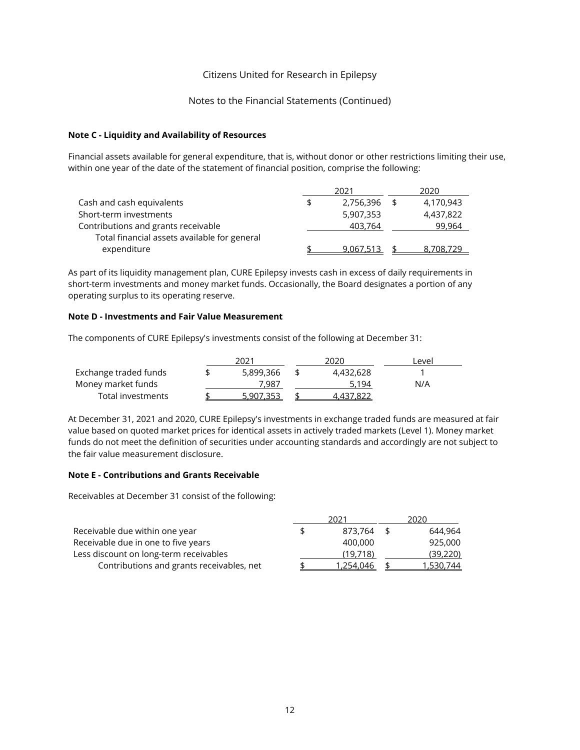Citizens United for Research in Epilepsy

Notes to the Financial Statements (Continued)

**Note C - Liquidity and Availability of Resources**

Financial assets available for general expenditure, that is, without donor or other restrictions limiting their use, within one year of the date of the statement of financial position, comprise the following:

| | 2021 | 2020 |
|---|---|---|
| Cash and cash equivalents | $ 2,756,396 | $ 4,170,943 |
| Short-term investments | 5,907,353 | 4,437,822 |
| Contributions and grants receivable | 403,764 | 99,964 |
| Total financial assets available for general expenditure | $ 9,067,513 | $ 8,708,729 |

As part of its liquidity management plan, CURE Epilepsy invests cash in excess of daily requirements in short-term investments and money market funds. Occasionally, the Board designates a portion of any operating surplus to its operating reserve.

**Note D - Investments and Fair Value Measurement**

The components of CURE Epilepsy's investments consist of the following at December 31:

| | 2021 | 2020 | Level |
|---|---|---|---|
| Exchange traded funds | $ 5,899,366 | $ 4,432,628 | 1 |
| Money market funds | 7,987 | 5,194 | N/A |
| Total investments | $ 5,907,353 | $ 4,437,822 | |

At December 31, 2021 and 2020, CURE Epilepsy's investments in exchange traded funds are measured at fair value based on quoted market prices for identical assets in actively traded markets (Level 1). Money market funds do not meet the definition of securities under accounting standards and accordingly are not subject to the fair value measurement disclosure.

**Note E - Contributions and Grants Receivable**

Receivables at December 31 consist of the following:

| | 2021 | 2020 |
|---|---|---|
| Receivable due within one year | $ 873,764 | $ 644,964 |
| Receivable due in one to five years | 400,000 | 925,000 |
| Less discount on long-term receivables | (19,718) | (39,220) |
| Contributions and grants receivables, net | $ 1,254,046 | $ 1,530,744 |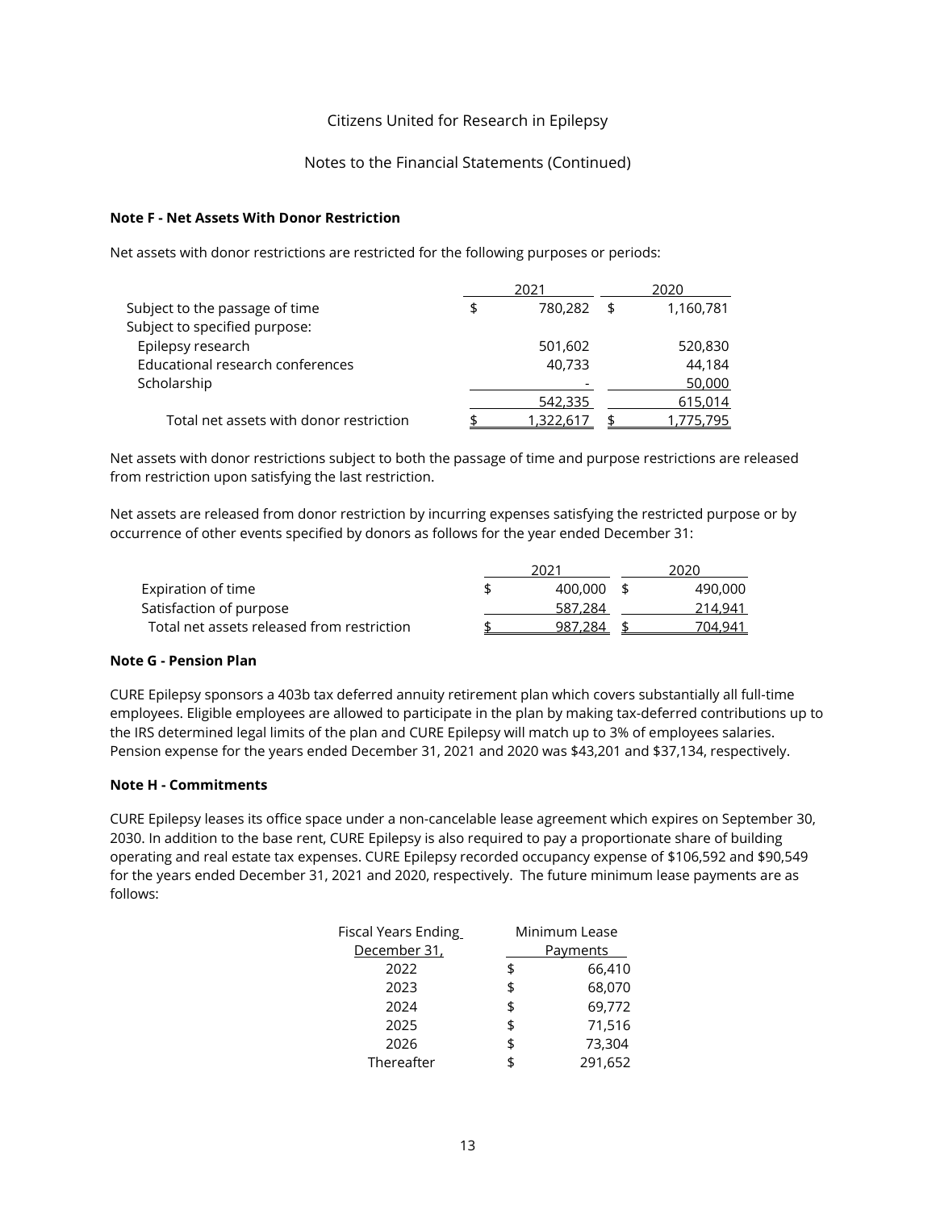Citizens United for Research in Epilepsy

Notes to the Financial Statements (Continued)

**Note F - Net Assets With Donor Restriction**

Net assets with donor restrictions are restricted for the following purposes or periods:

| | 2021 | 2020 |
|---|---|---|
| Subject to the passage of time | $ 780,282 | $ 1,160,781 |
| Subject to specified purpose: | | |
| Epilepsy research | 501,602 | 520,830 |
| Educational research conferences | 40,733 | 44,184 |
| Scholarship | - | 50,000 |
| | 542,335 | 615,014 |
| Total net assets with donor restriction | $ 1,322,617 | $ 1,775,795 |

Net assets with donor restrictions subject to both the passage of time and purpose restrictions are released from restriction upon satisfying the last restriction.

Net assets are released from donor restriction by incurring expenses satisfying the restricted purpose or by occurrence of other events specified by donors as follows for the year ended December 31:

| | 2021 | 2020 |
|---|---|---|
| Expiration of time | $ 400,000 | $ 490,000 |
| Satisfaction of purpose | 587,284 | 214,941 |
| Total net assets released from restriction | $ 987,284 | $ 704,941 |

**Note G - Pension Plan**

CURE Epilepsy sponsors a 403b tax deferred annuity retirement plan which covers substantially all full-time employees. Eligible employees are allowed to participate in the plan by making tax-deferred contributions up to the IRS determined legal limits of the plan and CURE Epilepsy will match up to 3% of employees salaries. Pension expense for the years ended December 31, 2021 and 2020 was $43,201 and $37,134, respectively.

**Note H - Commitments**

CURE Epilepsy leases its office space under a non-cancelable lease agreement which expires on September 30, 2030. In addition to the base rent, CURE Epilepsy is also required to pay a proportionate share of building operating and real estate tax expenses. CURE Epilepsy recorded occupancy expense of $106,592 and $90,549 for the years ended December 31, 2021 and 2020, respectively. The future minimum lease payments are as follows:

| Fiscal Years Ending December 31, | Minimum Lease Payments |
|---|---|
| 2022 | $ 66,410 |
| 2023 | $ 68,070 |
| 2024 | $ 69,772 |
| 2025 | $ 71,516 |
| 2026 | $ 73,304 |
| Thereafter | $ 291,652 |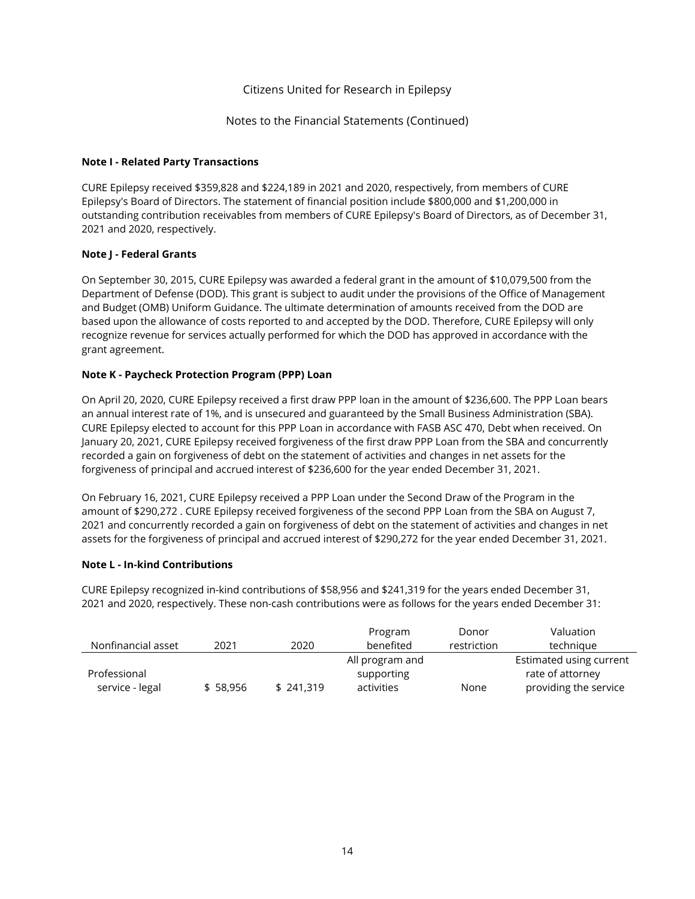Citizens United for Research in Epilepsy

Notes to the Financial Statements (Continued)

**Note I - Related Party Transactions**

CURE Epilepsy received $359,828 and $224,189 in 2021 and 2020, respectively, from members of CURE Epilepsy's Board of Directors. The statement of financial position include $800,000 and $1,200,000 in outstanding contribution receivables from members of CURE Epilepsy's Board of Directors, as of December 31, 2021 and 2020, respectively.

**Note J - Federal Grants**

On September 30, 2015, CURE Epilepsy was awarded a federal grant in the amount of $10,079,500 from the Department of Defense (DOD). This grant is subject to audit under the provisions of the Office of Management and Budget (OMB) Uniform Guidance. The ultimate determination of amounts received from the DOD are based upon the allowance of costs reported to and accepted by the DOD. Therefore, CURE Epilepsy will only recognize revenue for services actually performed for which the DOD has approved in accordance with the grant agreement.

**Note K - Paycheck Protection Program (PPP) Loan**

On April 20, 2020, CURE Epilepsy received a first draw PPP loan in the amount of $236,600. The PPP Loan bears an annual interest rate of 1%, and is unsecured and guaranteed by the Small Business Administration (SBA). CURE Epilepsy elected to account for this PPP Loan in accordance with FASB ASC 470, Debt when received. On January 20, 2021, CURE Epilepsy received forgiveness of the first draw PPP Loan from the SBA and concurrently recorded a gain on forgiveness of debt on the statement of activities and changes in net assets for the forgiveness of principal and accrued interest of $236,600 for the year ended December 31, 2021.

On February 16, 2021, CURE Epilepsy received a PPP Loan under the Second Draw of the Program in the amount of $290,272 . CURE Epilepsy received forgiveness of the second PPP Loan from the SBA on August 7, 2021 and concurrently recorded a gain on forgiveness of debt on the statement of activities and changes in net assets for the forgiveness of principal and accrued interest of $290,272 for the year ended December 31, 2021.

**Note L - In-kind Contributions**

CURE Epilepsy recognized in-kind contributions of $58,956 and $241,319 for the years ended December 31, 2021 and 2020, respectively. These non-cash contributions were as follows for the years ended December 31:

| Nonfinancial asset | 2021 | 2020 | Program benefited | Donor restriction | Valuation technique |
|---|---|---|---|---|---|
| Professional service - legal | $ 58,956 | $ 241,319 | All program and supporting activities | None | Estimated using current rate of attorney providing the service |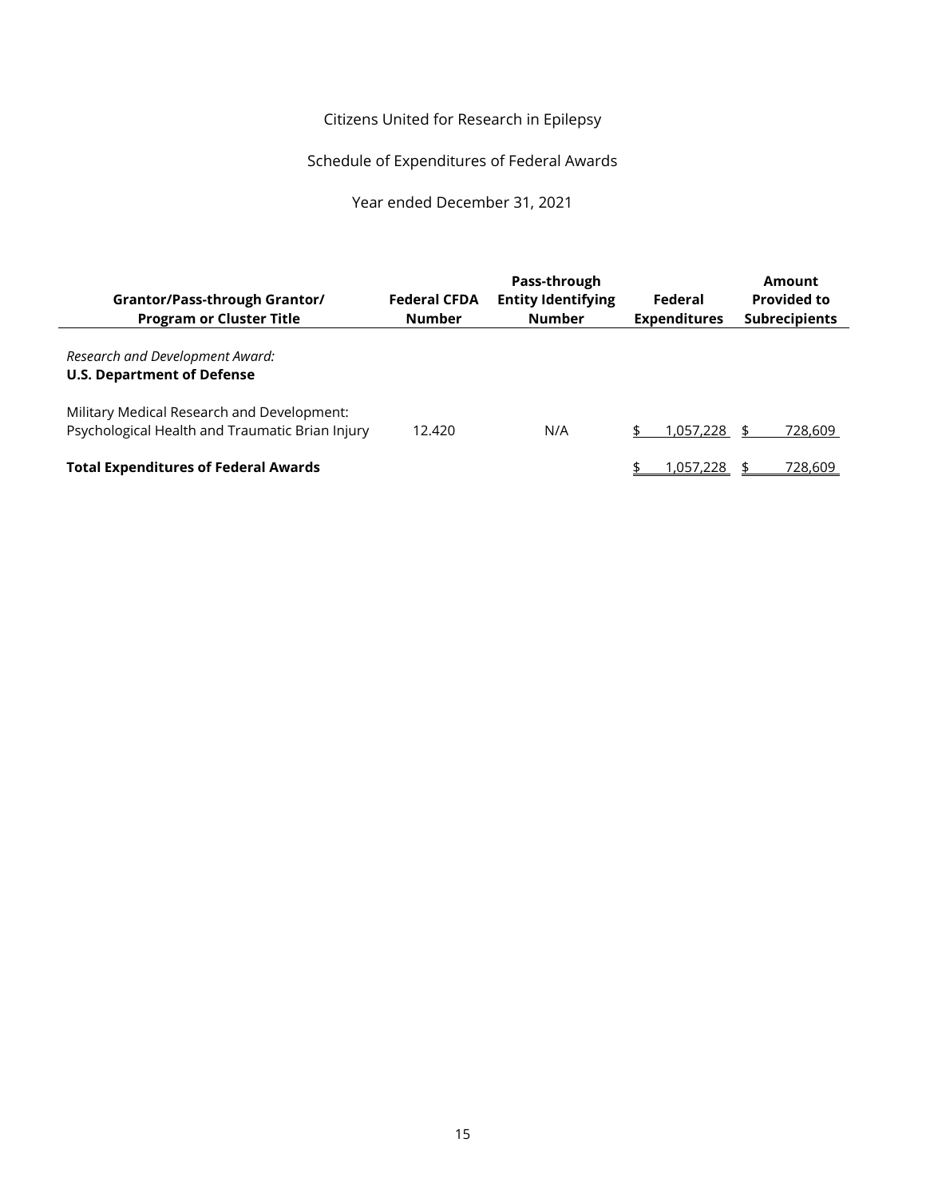# Citizens United for Research in Epilepsy

## Schedule of Expenditures of Federal Awards

### Year ended December 31, 2021

| Grantor/Pass-through Grantor/ Program or Cluster Title | Federal CFDA Number | Pass-through Entity Identifying Number | Federal Expenditures | Amount Provided to Subrecipients |
|---|---|---|---|---|
| *Research and Development Award:* | | | | |
| **U.S. Department of Defense** | | | | |
| Military Medical Research and Development: Psychological Health and Traumatic Brian Injury | 12.420 | N/A | $ 1,057,228 | $ 728,609 |
| **Total Expenditures of Federal Awards** | | | $ 1,057,228 | $ 728,609 |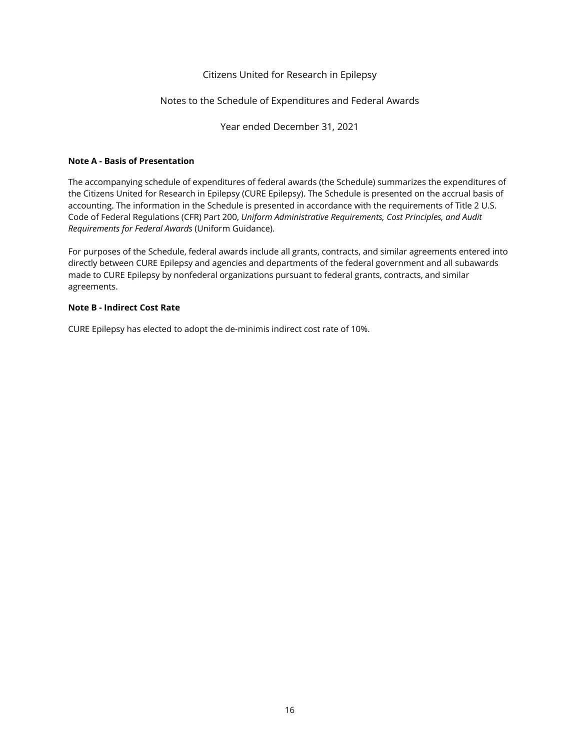# Citizens United for Research in Epilepsy

## Notes to the Schedule of Expenditures and Federal Awards

### Year ended December 31, 2021

**Note A - Basis of Presentation**

The accompanying schedule of expenditures of federal awards (the Schedule) summarizes the expenditures of the Citizens United for Research in Epilepsy (CURE Epilepsy). The Schedule is presented on the accrual basis of accounting. The information in the Schedule is presented in accordance with the requirements of Title 2 U.S. Code of Federal Regulations (CFR) Part 200, *Uniform Administrative Requirements, Cost Principles, and Audit Requirements for Federal Awards* (Uniform Guidance).

For purposes of the Schedule, federal awards include all grants, contracts, and similar agreements entered into directly between CURE Epilepsy and agencies and departments of the federal government and all subawards made to CURE Epilepsy by nonfederal organizations pursuant to federal grants, contracts, and similar agreements.

**Note B - Indirect Cost Rate**

CURE Epilepsy has elected to adopt the de-minimis indirect cost rate of 10%.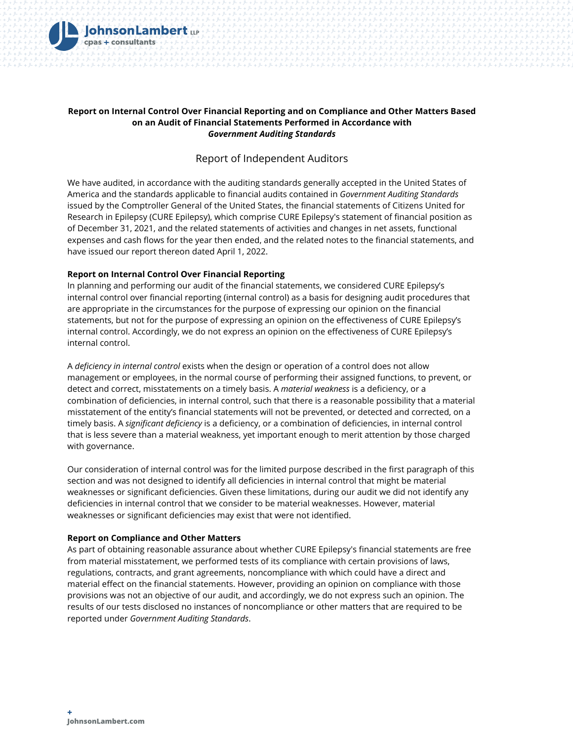**Report on Internal Control Over Financial Reporting and on Compliance and Other Matters Based on an Audit of Financial Statements Performed in Accordance with *Government Auditing Standards***

Report of Independent Auditors

We have audited, in accordance with the auditing standards generally accepted in the United States of America and the standards applicable to financial audits contained in *Government Auditing Standards* issued by the Comptroller General of the United States, the financial statements of Citizens United for Research in Epilepsy (CURE Epilepsy), which comprise CURE Epilepsy's statement of financial position as of December 31, 2021, and the related statements of activities and changes in net assets, functional expenses and cash flows for the year then ended, and the related notes to the financial statements, and have issued our report thereon dated April 1, 2022.

**Report on Internal Control Over Financial Reporting**

In planning and performing our audit of the financial statements, we considered CURE Epilepsy's internal control over financial reporting (internal control) as a basis for designing audit procedures that are appropriate in the circumstances for the purpose of expressing our opinion on the financial statements, but not for the purpose of expressing an opinion on the effectiveness of CURE Epilepsy's internal control. Accordingly, we do not express an opinion on the effectiveness of CURE Epilepsy's internal control.

A *deficiency in internal control* exists when the design or operation of a control does not allow management or employees, in the normal course of performing their assigned functions, to prevent, or detect and correct, misstatements on a timely basis. A *material weakness* is a deficiency, or a combination of deficiencies, in internal control, such that there is a reasonable possibility that a material misstatement of the entity's financial statements will not be prevented, or detected and corrected, on a timely basis. A *significant deficiency* is a deficiency, or a combination of deficiencies, in internal control that is less severe than a material weakness, yet important enough to merit attention by those charged with governance.

Our consideration of internal control was for the limited purpose described in the first paragraph of this section and was not designed to identify all deficiencies in internal control that might be material weaknesses or significant deficiencies. Given these limitations, during our audit we did not identify any deficiencies in internal control that we consider to be material weaknesses. However, material weaknesses or significant deficiencies may exist that were not identified.

**Report on Compliance and Other Matters**

As part of obtaining reasonable assurance about whether CURE Epilepsy's financial statements are free from material misstatement, we performed tests of its compliance with certain provisions of laws, regulations, contracts, and grant agreements, noncompliance with which could have a direct and material effect on the financial statements. However, providing an opinion on compliance with those provisions was not an objective of our audit, and accordingly, we do not express such an opinion. The results of our tests disclosed no instances of noncompliance or other matters that are required to be reported under *Government Auditing Standards*.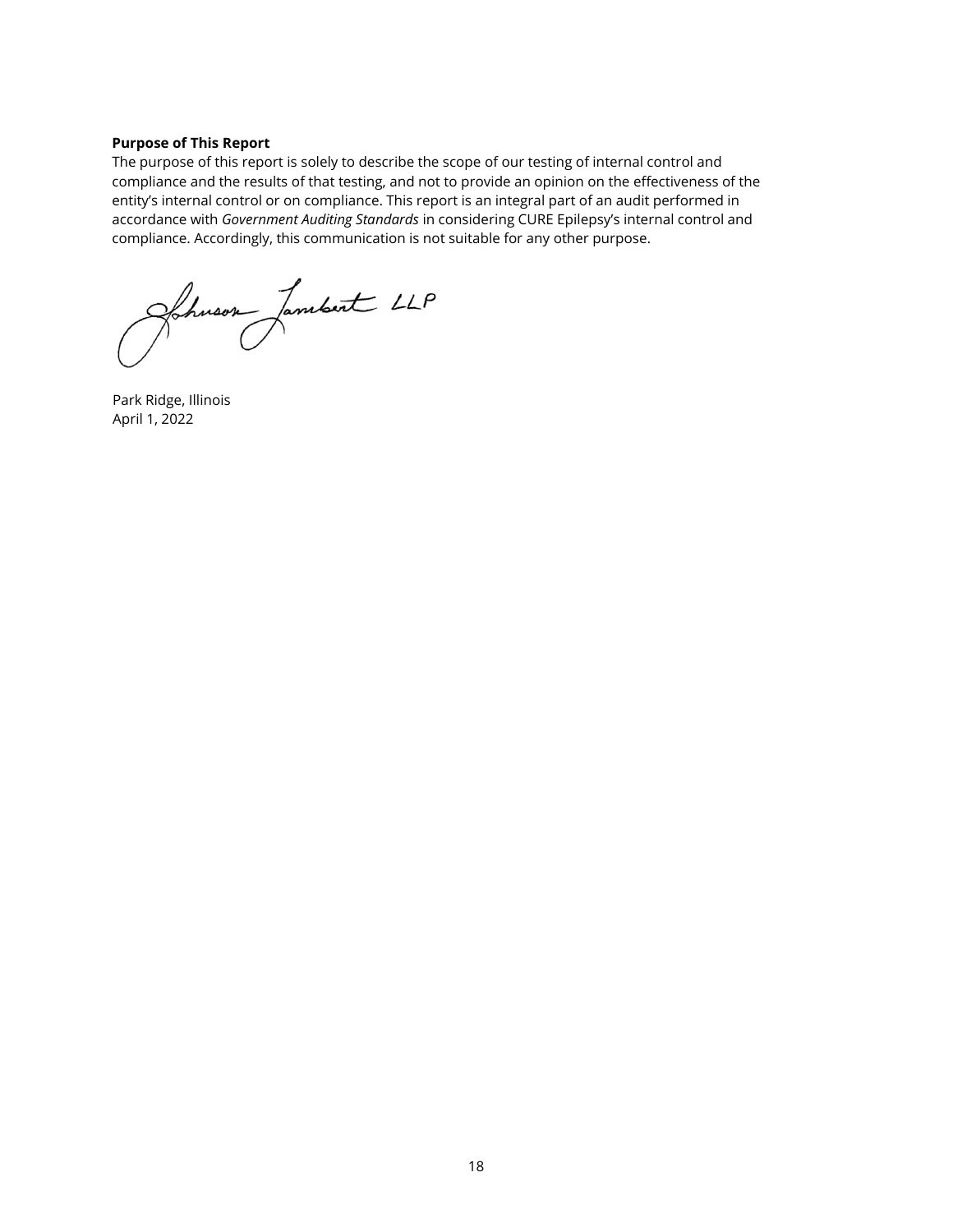**Purpose of This Report**

The purpose of this report is solely to describe the scope of our testing of internal control and compliance and the results of that testing, and not to provide an opinion on the effectiveness of the entity's internal control or on compliance. This report is an integral part of an audit performed in accordance with *Government Auditing Standards* in considering CURE Epilepsy's internal control and compliance. Accordingly, this communication is not suitable for any other purpose.

Johnson Lambert LLP

Park Ridge, Illinois
April 1, 2022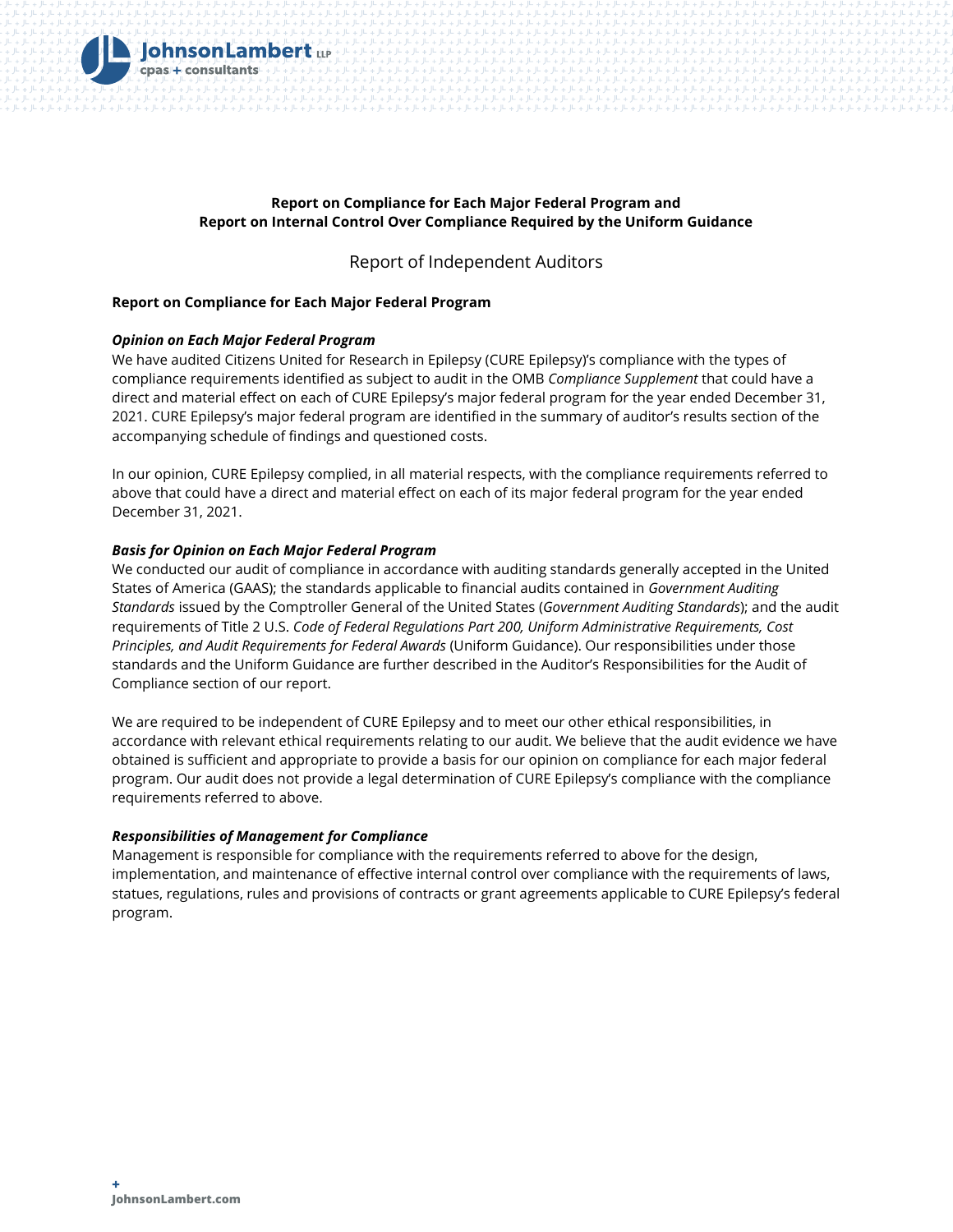**Report on Compliance for Each Major Federal Program and Report on Internal Control Over Compliance Required by the Uniform Guidance**

Report of Independent Auditors

**Report on Compliance for Each Major Federal Program**

***Opinion on Each Major Federal Program***

We have audited Citizens United for Research in Epilepsy (CURE Epilepsy)'s compliance with the types of compliance requirements identified as subject to audit in the OMB *Compliance Supplement* that could have a direct and material effect on each of CURE Epilepsy's major federal program for the year ended December 31, 2021. CURE Epilepsy's major federal program are identified in the summary of auditor's results section of the accompanying schedule of findings and questioned costs.

In our opinion, CURE Epilepsy complied, in all material respects, with the compliance requirements referred to above that could have a direct and material effect on each of its major federal program for the year ended December 31, 2021.

***Basis for Opinion on Each Major Federal Program***

We conducted our audit of compliance in accordance with auditing standards generally accepted in the United States of America (GAAS); the standards applicable to financial audits contained in *Government Auditing Standards* issued by the Comptroller General of the United States (*Government Auditing Standards*); and the audit requirements of Title 2 U.S. *Code of Federal Regulations Part 200, Uniform Administrative Requirements, Cost Principles, and Audit Requirements for Federal Awards* (Uniform Guidance). Our responsibilities under those standards and the Uniform Guidance are further described in the Auditor's Responsibilities for the Audit of Compliance section of our report.

We are required to be independent of CURE Epilepsy and to meet our other ethical responsibilities, in accordance with relevant ethical requirements relating to our audit. We believe that the audit evidence we have obtained is sufficient and appropriate to provide a basis for our opinion on compliance for each major federal program. Our audit does not provide a legal determination of CURE Epilepsy's compliance with the compliance requirements referred to above.

***Responsibilities of Management for Compliance***

Management is responsible for compliance with the requirements referred to above for the design, implementation, and maintenance of effective internal control over compliance with the requirements of laws, statues, regulations, rules and provisions of contracts or grant agreements applicable to CURE Epilepsy's federal program.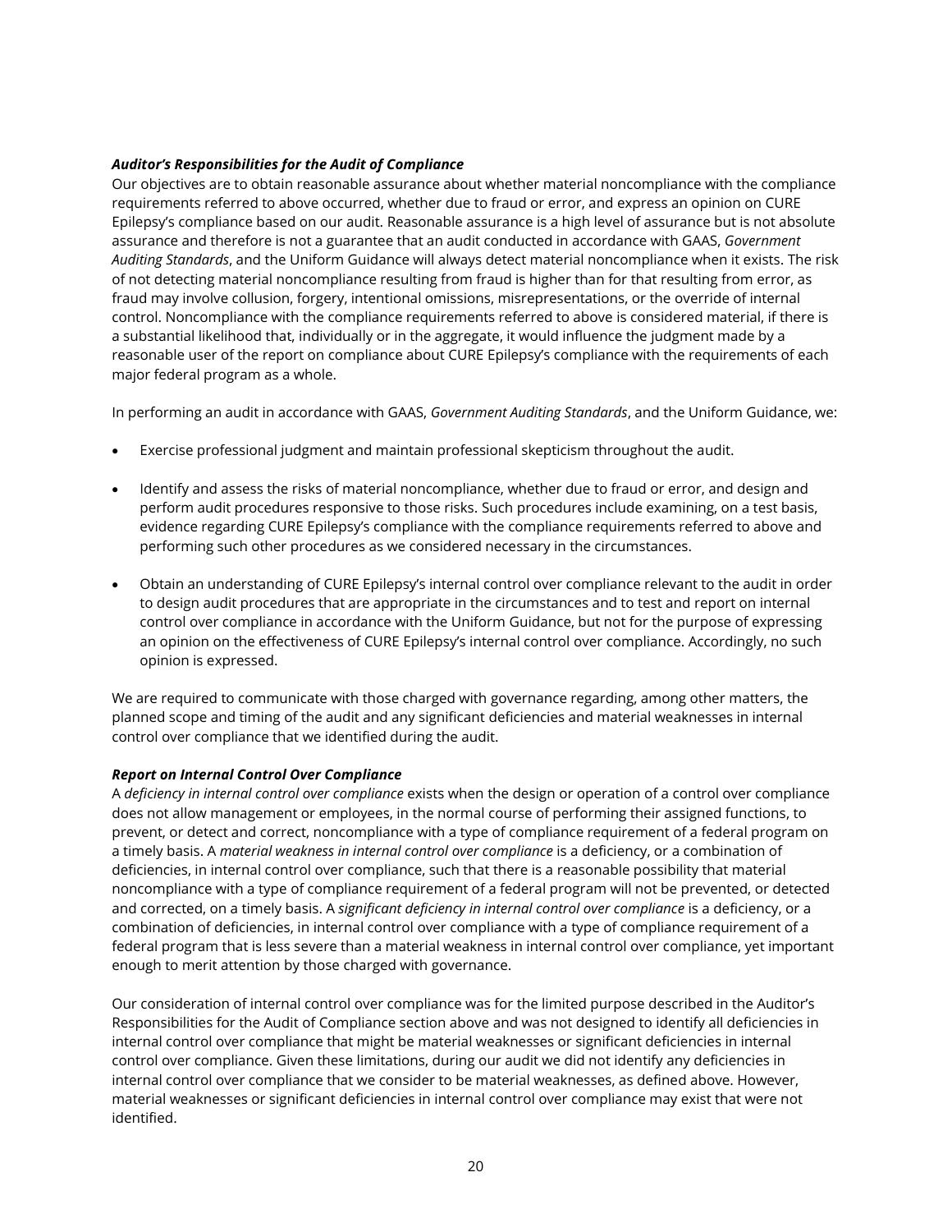***Auditor's Responsibilities for the Audit of Compliance***

Our objectives are to obtain reasonable assurance about whether material noncompliance with the compliance requirements referred to above occurred, whether due to fraud or error, and express an opinion on CURE Epilepsy's compliance based on our audit. Reasonable assurance is a high level of assurance but is not absolute assurance and therefore is not a guarantee that an audit conducted in accordance with GAAS, *Government Auditing Standards*, and the Uniform Guidance will always detect material noncompliance when it exists. The risk of not detecting material noncompliance resulting from fraud is higher than for that resulting from error, as fraud may involve collusion, forgery, intentional omissions, misrepresentations, or the override of internal control. Noncompliance with the compliance requirements referred to above is considered material, if there is a substantial likelihood that, individually or in the aggregate, it would influence the judgment made by a reasonable user of the report on compliance about CURE Epilepsy's compliance with the requirements of each major federal program as a whole.

In performing an audit in accordance with GAAS, *Government Auditing Standards*, and the Uniform Guidance, we:

- Exercise professional judgment and maintain professional skepticism throughout the audit.
- Identify and assess the risks of material noncompliance, whether due to fraud or error, and design and perform audit procedures responsive to those risks. Such procedures include examining, on a test basis, evidence regarding CURE Epilepsy's compliance with the compliance requirements referred to above and performing such other procedures as we considered necessary in the circumstances.
- Obtain an understanding of CURE Epilepsy's internal control over compliance relevant to the audit in order to design audit procedures that are appropriate in the circumstances and to test and report on internal control over compliance in accordance with the Uniform Guidance, but not for the purpose of expressing an opinion on the effectiveness of CURE Epilepsy's internal control over compliance. Accordingly, no such opinion is expressed.

We are required to communicate with those charged with governance regarding, among other matters, the planned scope and timing of the audit and any significant deficiencies and material weaknesses in internal control over compliance that we identified during the audit.

***Report on Internal Control Over Compliance***

A *deficiency in internal control over compliance* exists when the design or operation of a control over compliance does not allow management or employees, in the normal course of performing their assigned functions, to prevent, or detect and correct, noncompliance with a type of compliance requirement of a federal program on a timely basis. A *material weakness in internal control over compliance* is a deficiency, or a combination of deficiencies, in internal control over compliance, such that there is a reasonable possibility that material noncompliance with a type of compliance requirement of a federal program will not be prevented, or detected and corrected, on a timely basis. A *significant deficiency in internal control over compliance* is a deficiency, or a combination of deficiencies, in internal control over compliance with a type of compliance requirement of a federal program that is less severe than a material weakness in internal control over compliance, yet important enough to merit attention by those charged with governance.

Our consideration of internal control over compliance was for the limited purpose described in the Auditor's Responsibilities for the Audit of Compliance section above and was not designed to identify all deficiencies in internal control over compliance that might be material weaknesses or significant deficiencies in internal control over compliance. Given these limitations, during our audit we did not identify any deficiencies in internal control over compliance that we consider to be material weaknesses, as defined above. However, material weaknesses or significant deficiencies in internal control over compliance may exist that were not identified.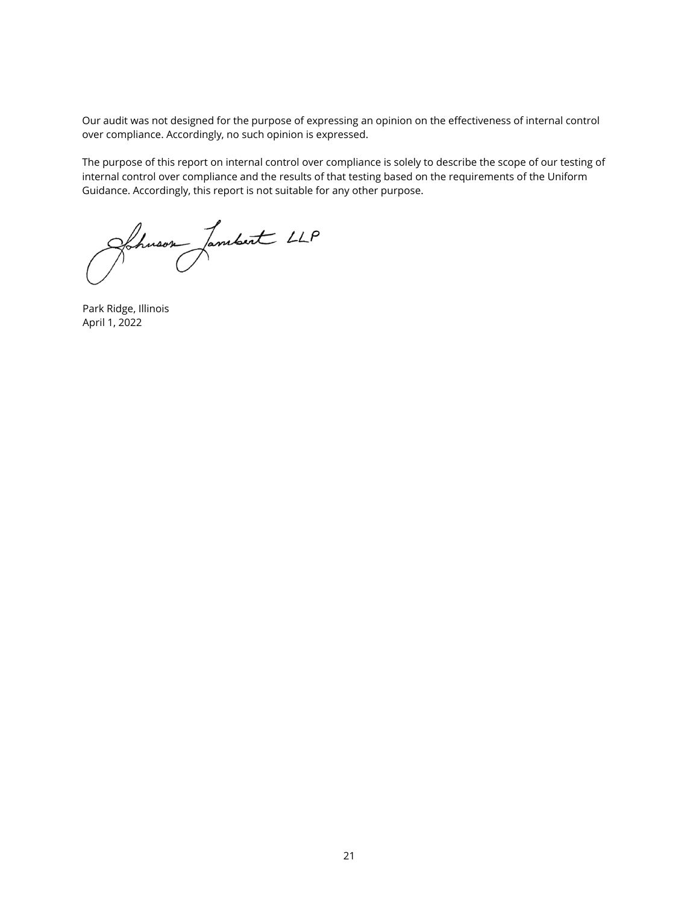Our audit was not designed for the purpose of expressing an opinion on the effectiveness of internal control over compliance. Accordingly, no such opinion is expressed.

The purpose of this report on internal control over compliance is solely to describe the scope of our testing of internal control over compliance and the results of that testing based on the requirements of the Uniform Guidance. Accordingly, this report is not suitable for any other purpose.

Johnson Lambert LLP

Park Ridge, Illinois
April 1, 2022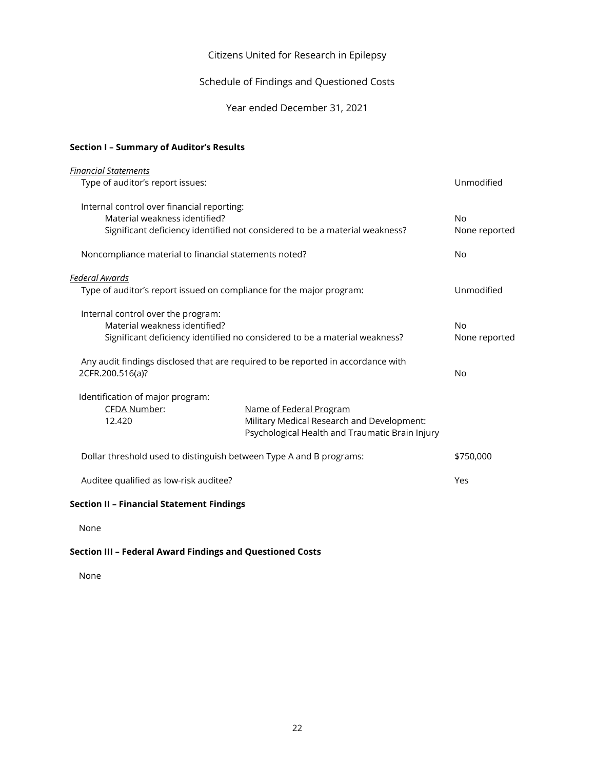Citizens United for Research in Epilepsy

Schedule of Findings and Questioned Costs

Year ended December 31, 2021

**Section I – Summary of Auditor's Results**

*Financial Statements*

| | |
|---|---|
| Type of auditor's report issues: | Unmodified |
| Internal control over financial reporting: | |
| Material weakness identified? | No |
| Significant deficiency identified not considered to be a material weakness? | None reported |
| Noncompliance material to financial statements noted? | No |

*Federal Awards*

| | |
|---|---|
| Type of auditor's report issued on compliance for the major program: | Unmodified |
| Internal control over the program: | |
| Material weakness identified? | No |
| Significant deficiency identified no considered to be a material weakness? | None reported |
| Any audit findings disclosed that are required to be reported in accordance with 2CFR.200.516(a)? | No |

Identification of major program:

| CFDA Number: | Name of Federal Program |
|---|---|
| 12.420 | Military Medical Research and Development: Psychological Health and Traumatic Brain Injury |

| | |
|---|---|
| Dollar threshold used to distinguish between Type A and B programs: | $750,000 |
| Auditee qualified as low-risk auditee? | Yes |

**Section II – Financial Statement Findings**

None

**Section III – Federal Award Findings and Questioned Costs**

None